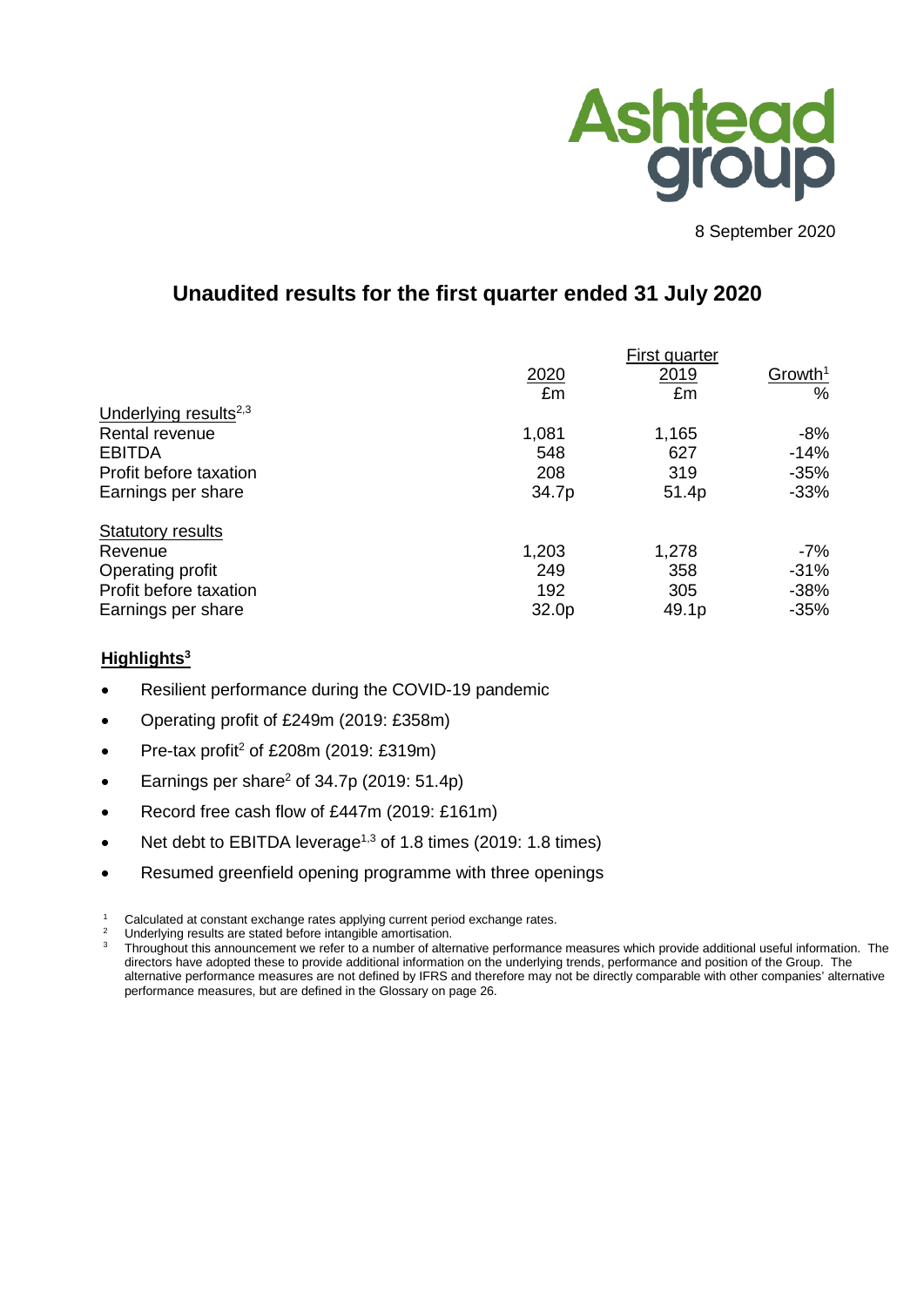Ashtead group

8 September 2020

# Unaudited results for the first quarter ended 31 July 2020

| | First quarter | | |
|---|---|---|---|
| | 2020 | 2019 | Growth[1] |
| | £m | £m | % |
| Underlying results[2,3] | | | |
| Rental revenue | 1,081 | 1,165 | -8% |
| EBITDA | 548 | 627 | -14% |
| Profit before taxation | 208 | 319 | -35% |
| Earnings per share | 34.7p | 51.4p | -33% |
| Statutory results | | | |
| Revenue | 1,203 | 1,278 | -7% |
| Operating profit | 249 | 358 | -31% |
| Profit before taxation | 192 | 305 | -38% |
| Earnings per share | 32.0p | 49.1p | -35% |

## Highlights[3]

- Resilient performance during the COVID-19 pandemic
- Operating profit of £249m (2019: £358m)
- Pre-tax profit[2] of £208m (2019: £319m)
- Earnings per share[2] of 34.7p (2019: 51.4p)
- Record free cash flow of £447m (2019: £161m)
- Net debt to EBITDA leverage[1,3] of 1.8 times (2019: 1.8 times)
- Resumed greenfield opening programme with three openings

[1] Calculated at constant exchange rates applying current period exchange rates.
[2] Underlying results are stated before intangible amortisation.
[3] Throughout this announcement we refer to a number of alternative performance measures which provide additional useful information. The directors have adopted these to provide additional information on the underlying trends, performance and position of the Group. The alternative performance measures are not defined by IFRS and therefore may not be directly comparable with other companies' alternative performance measures, but are defined in the Glossary on page 26.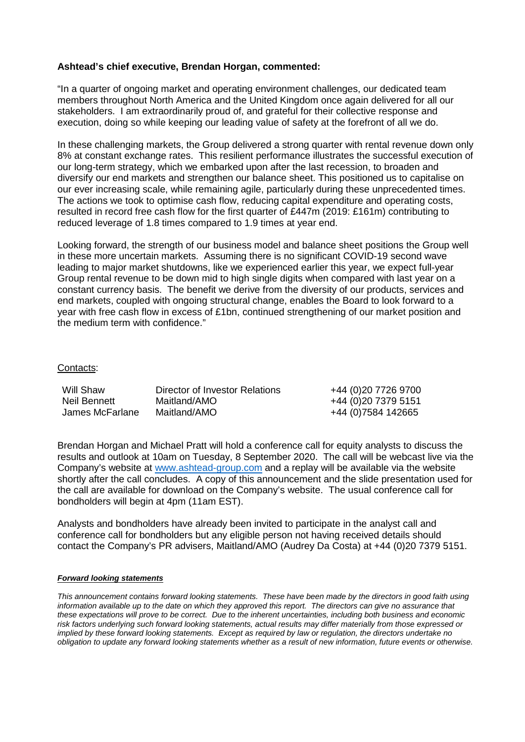**Ashtead's chief executive, Brendan Horgan, commented:**

"In a quarter of ongoing market and operating environment challenges, our dedicated team members throughout North America and the United Kingdom once again delivered for all our stakeholders. I am extraordinarily proud of, and grateful for their collective response and execution, doing so while keeping our leading value of safety at the forefront of all we do.

In these challenging markets, the Group delivered a strong quarter with rental revenue down only 8% at constant exchange rates. This resilient performance illustrates the successful execution of our long-term strategy, which we embarked upon after the last recession, to broaden and diversify our end markets and strengthen our balance sheet. This positioned us to capitalise on our ever increasing scale, while remaining agile, particularly during these unprecedented times. The actions we took to optimise cash flow, reducing capital expenditure and operating costs, resulted in record free cash flow for the first quarter of £447m (2019: £161m) contributing to reduced leverage of 1.8 times compared to 1.9 times at year end.

Looking forward, the strength of our business model and balance sheet positions the Group well in these more uncertain markets. Assuming there is no significant COVID-19 second wave leading to major market shutdowns, like we experienced earlier this year, we expect full-year Group rental revenue to be down mid to high single digits when compared with last year on a constant currency basis. The benefit we derive from the diversity of our products, services and end markets, coupled with ongoing structural change, enables the Board to look forward to a year with free cash flow in excess of £1bn, continued strengthening of our market position and the medium term with confidence."

Contacts:

| | | |
|---|---|---|
| Will Shaw | Director of Investor Relations | +44 (0)20 7726 9700 |
| Neil Bennett | Maitland/AMO | +44 (0)20 7379 5151 |
| James McFarlane | Maitland/AMO | +44 (0)7584 142665 |

Brendan Horgan and Michael Pratt will hold a conference call for equity analysts to discuss the results and outlook at 10am on Tuesday, 8 September 2020. The call will be webcast live via the Company's website at www.ashtead-group.com and a replay will be available via the website shortly after the call concludes. A copy of this announcement and the slide presentation used for the call are available for download on the Company's website. The usual conference call for bondholders will begin at 4pm (11am EST).

Analysts and bondholders have already been invited to participate in the analyst call and conference call for bondholders but any eligible person not having received details should contact the Company's PR advisers, Maitland/AMO (Audrey Da Costa) at +44 (0)20 7379 5151.

***Forward looking statements***

*This announcement contains forward looking statements. These have been made by the directors in good faith using information available up to the date on which they approved this report. The directors can give no assurance that these expectations will prove to be correct. Due to the inherent uncertainties, including both business and economic risk factors underlying such forward looking statements, actual results may differ materially from those expressed or implied by these forward looking statements. Except as required by law or regulation, the directors undertake no obligation to update any forward looking statements whether as a result of new information, future events or otherwise.*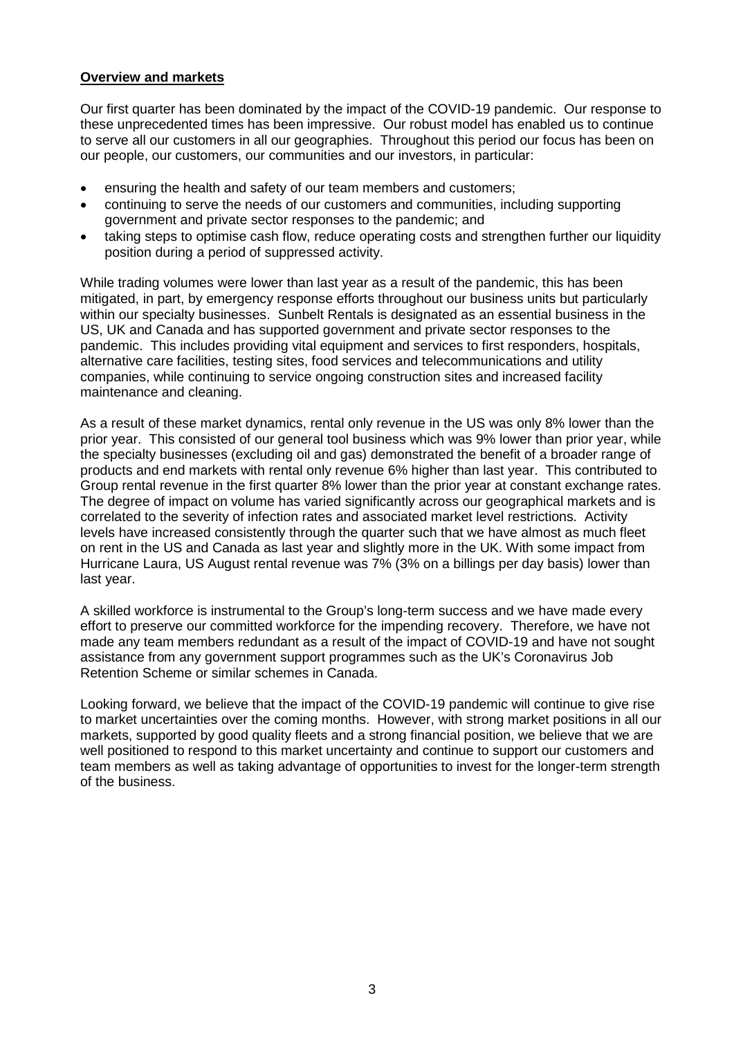## Overview and markets

Our first quarter has been dominated by the impact of the COVID-19 pandemic. Our response to these unprecedented times has been impressive. Our robust model has enabled us to continue to serve all our customers in all our geographies. Throughout this period our focus has been on our people, our customers, our communities and our investors, in particular:

- ensuring the health and safety of our team members and customers;
- continuing to serve the needs of our customers and communities, including supporting government and private sector responses to the pandemic; and
- taking steps to optimise cash flow, reduce operating costs and strengthen further our liquidity position during a period of suppressed activity.

While trading volumes were lower than last year as a result of the pandemic, this has been mitigated, in part, by emergency response efforts throughout our business units but particularly within our specialty businesses. Sunbelt Rentals is designated as an essential business in the US, UK and Canada and has supported government and private sector responses to the pandemic. This includes providing vital equipment and services to first responders, hospitals, alternative care facilities, testing sites, food services and telecommunications and utility companies, while continuing to service ongoing construction sites and increased facility maintenance and cleaning.

As a result of these market dynamics, rental only revenue in the US was only 8% lower than the prior year. This consisted of our general tool business which was 9% lower than prior year, while the specialty businesses (excluding oil and gas) demonstrated the benefit of a broader range of products and end markets with rental only revenue 6% higher than last year. This contributed to Group rental revenue in the first quarter 8% lower than the prior year at constant exchange rates. The degree of impact on volume has varied significantly across our geographical markets and is correlated to the severity of infection rates and associated market level restrictions. Activity levels have increased consistently through the quarter such that we have almost as much fleet on rent in the US and Canada as last year and slightly more in the UK. With some impact from Hurricane Laura, US August rental revenue was 7% (3% on a billings per day basis) lower than last year.

A skilled workforce is instrumental to the Group's long-term success and we have made every effort to preserve our committed workforce for the impending recovery. Therefore, we have not made any team members redundant as a result of the impact of COVID-19 and have not sought assistance from any government support programmes such as the UK's Coronavirus Job Retention Scheme or similar schemes in Canada.

Looking forward, we believe that the impact of the COVID-19 pandemic will continue to give rise to market uncertainties over the coming months. However, with strong market positions in all our markets, supported by good quality fleets and a strong financial position, we believe that we are well positioned to respond to this market uncertainty and continue to support our customers and team members as well as taking advantage of opportunities to invest for the longer-term strength of the business.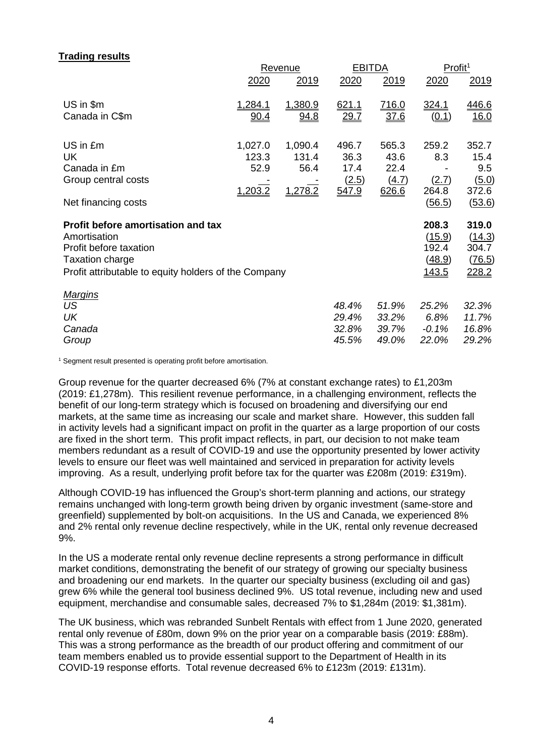**Trading results**

| | Revenue | | EBITDA | | Profit[1] | |
|---|---|---|---|---|---|---|
| | 2020 | 2019 | 2020 | 2019 | 2020 | 2019 |
| US in $m | 1,284.1 | 1,380.9 | 621.1 | 716.0 | 324.1 | 446.6 |
| Canada in C$m | 90.4 | 94.8 | 29.7 | 37.6 | (0.1) | 16.0 |
| | | | | | | |
| US in £m | 1,027.0 | 1,090.4 | 496.7 | 565.3 | 259.2 | 352.7 |
| UK | 123.3 | 131.4 | 36.3 | 43.6 | 8.3 | 15.4 |
| Canada in £m | 52.9 | 56.4 | 17.4 | 22.4 | - | 9.5 |
| Group central costs | - | - | (2.5) | (4.7) | (2.7) | (5.0) |
| | 1,203.2 | 1,278.2 | 547.9 | 626.6 | 264.8 | 372.6 |
| Net financing costs | | | | | (56.5) | (53.6) |
| **Profit before amortisation and tax** | | | | | **208.3** | **319.0** |
| Amortisation | | | | | (15.9) | (14.3) |
| Profit before taxation | | | | | 192.4 | 304.7 |
| Taxation charge | | | | | (48.9) | (76.5) |
| Profit attributable to equity holders of the Company | | | | | 143.5 | 228.2 |
| | | | | | | |
| *Margins* | | | | | | |
| *US* | | | *48.4%* | *51.9%* | *25.2%* | *32.3%* |
| *UK* | | | *29.4%* | *33.2%* | *6.8%* | *11.7%* |
| *Canada* | | | *32.8%* | *39.7%* | *-0.1%* | *16.8%* |
| *Group* | | | *45.5%* | *49.0%* | *22.0%* | *29.2%* |

[1] Segment result presented is operating profit before amortisation.

Group revenue for the quarter decreased 6% (7% at constant exchange rates) to £1,203m (2019: £1,278m). This resilient revenue performance, in a challenging environment, reflects the benefit of our long-term strategy which is focused on broadening and diversifying our end markets, at the same time as increasing our scale and market share. However, this sudden fall in activity levels had a significant impact on profit in the quarter as a large proportion of our costs are fixed in the short term. This profit impact reflects, in part, our decision to not make team members redundant as a result of COVID-19 and use the opportunity presented by lower activity levels to ensure our fleet was well maintained and serviced in preparation for activity levels improving. As a result, underlying profit before tax for the quarter was £208m (2019: £319m).

Although COVID-19 has influenced the Group's short-term planning and actions, our strategy remains unchanged with long-term growth being driven by organic investment (same-store and greenfield) supplemented by bolt-on acquisitions. In the US and Canada, we experienced 8% and 2% rental only revenue decline respectively, while in the UK, rental only revenue decreased 9%.

In the US a moderate rental only revenue decline represents a strong performance in difficult market conditions, demonstrating the benefit of our strategy of growing our specialty business and broadening our end markets. In the quarter our specialty business (excluding oil and gas) grew 6% while the general tool business declined 9%. US total revenue, including new and used equipment, merchandise and consumable sales, decreased 7% to $1,284m (2019: $1,381m).

The UK business, which was rebranded Sunbelt Rentals with effect from 1 June 2020, generated rental only revenue of £80m, down 9% on the prior year on a comparable basis (2019: £88m). This was a strong performance as the breadth of our product offering and commitment of our team members enabled us to provide essential support to the Department of Health in its COVID-19 response efforts. Total revenue decreased 6% to £123m (2019: £131m).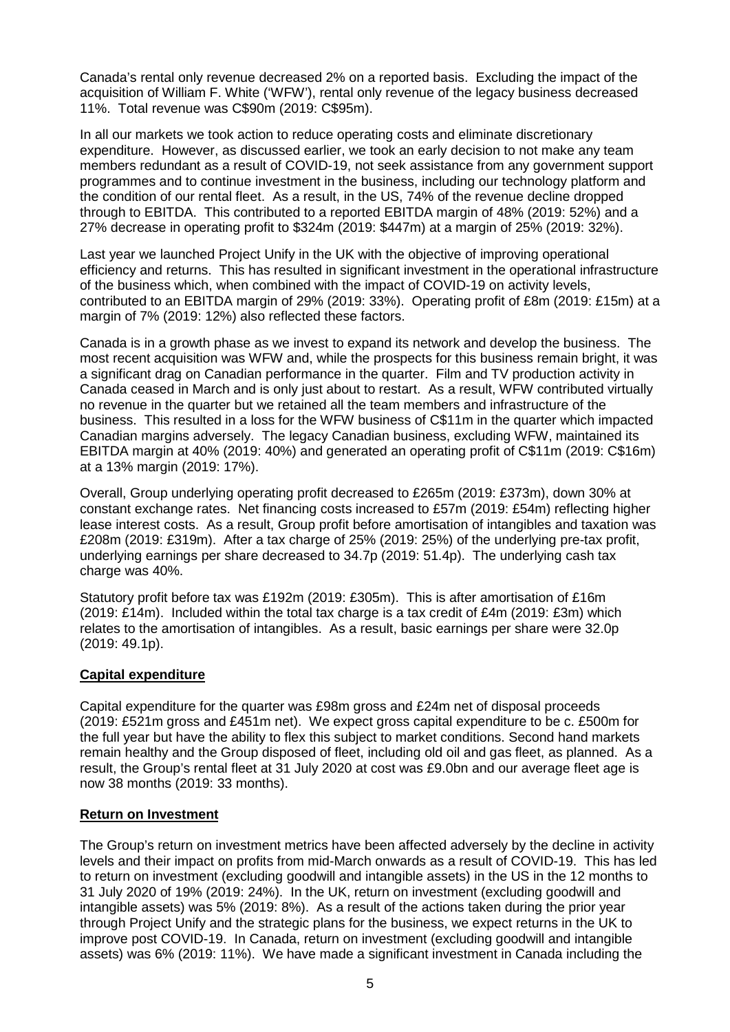Canada's rental only revenue decreased 2% on a reported basis. Excluding the impact of the acquisition of William F. White ('WFW'), rental only revenue of the legacy business decreased 11%. Total revenue was C$90m (2019: C$95m).

In all our markets we took action to reduce operating costs and eliminate discretionary expenditure. However, as discussed earlier, we took an early decision to not make any team members redundant as a result of COVID-19, not seek assistance from any government support programmes and to continue investment in the business, including our technology platform and the condition of our rental fleet. As a result, in the US, 74% of the revenue decline dropped through to EBITDA. This contributed to a reported EBITDA margin of 48% (2019: 52%) and a 27% decrease in operating profit to $324m (2019: $447m) at a margin of 25% (2019: 32%).

Last year we launched Project Unify in the UK with the objective of improving operational efficiency and returns. This has resulted in significant investment in the operational infrastructure of the business which, when combined with the impact of COVID-19 on activity levels, contributed to an EBITDA margin of 29% (2019: 33%). Operating profit of £8m (2019: £15m) at a margin of 7% (2019: 12%) also reflected these factors.

Canada is in a growth phase as we invest to expand its network and develop the business. The most recent acquisition was WFW and, while the prospects for this business remain bright, it was a significant drag on Canadian performance in the quarter. Film and TV production activity in Canada ceased in March and is only just about to restart. As a result, WFW contributed virtually no revenue in the quarter but we retained all the team members and infrastructure of the business. This resulted in a loss for the WFW business of C$11m in the quarter which impacted Canadian margins adversely. The legacy Canadian business, excluding WFW, maintained its EBITDA margin at 40% (2019: 40%) and generated an operating profit of C$11m (2019: C$16m) at a 13% margin (2019: 17%).

Overall, Group underlying operating profit decreased to £265m (2019: £373m), down 30% at constant exchange rates. Net financing costs increased to £57m (2019: £54m) reflecting higher lease interest costs. As a result, Group profit before amortisation of intangibles and taxation was £208m (2019: £319m). After a tax charge of 25% (2019: 25%) of the underlying pre-tax profit, underlying earnings per share decreased to 34.7p (2019: 51.4p). The underlying cash tax charge was 40%.

Statutory profit before tax was £192m (2019: £305m). This is after amortisation of £16m (2019: £14m). Included within the total tax charge is a tax credit of £4m (2019: £3m) which relates to the amortisation of intangibles. As a result, basic earnings per share were 32.0p (2019: 49.1p).

## Capital expenditure

Capital expenditure for the quarter was £98m gross and £24m net of disposal proceeds (2019: £521m gross and £451m net). We expect gross capital expenditure to be c. £500m for the full year but have the ability to flex this subject to market conditions. Second hand markets remain healthy and the Group disposed of fleet, including old oil and gas fleet, as planned. As a result, the Group's rental fleet at 31 July 2020 at cost was £9.0bn and our average fleet age is now 38 months (2019: 33 months).

## Return on Investment

The Group's return on investment metrics have been affected adversely by the decline in activity levels and their impact on profits from mid-March onwards as a result of COVID-19. This has led to return on investment (excluding goodwill and intangible assets) in the US in the 12 months to 31 July 2020 of 19% (2019: 24%). In the UK, return on investment (excluding goodwill and intangible assets) was 5% (2019: 8%). As a result of the actions taken during the prior year through Project Unify and the strategic plans for the business, we expect returns in the UK to improve post COVID-19. In Canada, return on investment (excluding goodwill and intangible assets) was 6% (2019: 11%). We have made a significant investment in Canada including the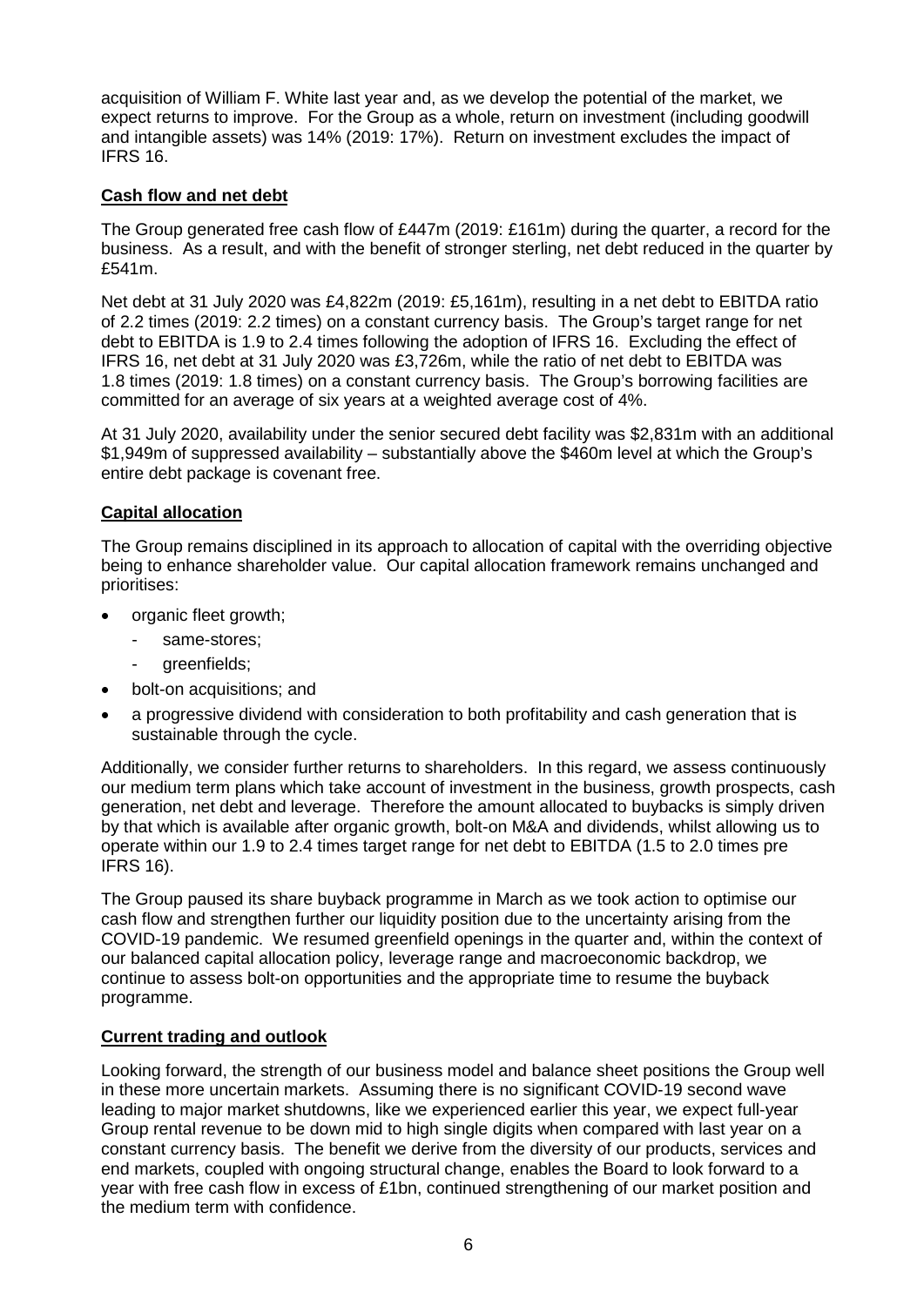acquisition of William F. White last year and, as we develop the potential of the market, we expect returns to improve. For the Group as a whole, return on investment (including goodwill and intangible assets) was 14% (2019: 17%). Return on investment excludes the impact of IFRS 16.

## Cash flow and net debt

The Group generated free cash flow of £447m (2019: £161m) during the quarter, a record for the business. As a result, and with the benefit of stronger sterling, net debt reduced in the quarter by £541m.

Net debt at 31 July 2020 was £4,822m (2019: £5,161m), resulting in a net debt to EBITDA ratio of 2.2 times (2019: 2.2 times) on a constant currency basis. The Group's target range for net debt to EBITDA is 1.9 to 2.4 times following the adoption of IFRS 16. Excluding the effect of IFRS 16, net debt at 31 July 2020 was £3,726m, while the ratio of net debt to EBITDA was 1.8 times (2019: 1.8 times) on a constant currency basis. The Group's borrowing facilities are committed for an average of six years at a weighted average cost of 4%.

At 31 July 2020, availability under the senior secured debt facility was $2,831m with an additional $1,949m of suppressed availability – substantially above the $460m level at which the Group's entire debt package is covenant free.

## Capital allocation

The Group remains disciplined in its approach to allocation of capital with the overriding objective being to enhance shareholder value. Our capital allocation framework remains unchanged and prioritises:

- organic fleet growth;
  - same-stores;
  - greenfields;
- bolt-on acquisitions; and
- a progressive dividend with consideration to both profitability and cash generation that is sustainable through the cycle.

Additionally, we consider further returns to shareholders. In this regard, we assess continuously our medium term plans which take account of investment in the business, growth prospects, cash generation, net debt and leverage. Therefore the amount allocated to buybacks is simply driven by that which is available after organic growth, bolt-on M&A and dividends, whilst allowing us to operate within our 1.9 to 2.4 times target range for net debt to EBITDA (1.5 to 2.0 times pre IFRS 16).

The Group paused its share buyback programme in March as we took action to optimise our cash flow and strengthen further our liquidity position due to the uncertainty arising from the COVID-19 pandemic. We resumed greenfield openings in the quarter and, within the context of our balanced capital allocation policy, leverage range and macroeconomic backdrop, we continue to assess bolt-on opportunities and the appropriate time to resume the buyback programme.

## Current trading and outlook

Looking forward, the strength of our business model and balance sheet positions the Group well in these more uncertain markets. Assuming there is no significant COVID-19 second wave leading to major market shutdowns, like we experienced earlier this year, we expect full-year Group rental revenue to be down mid to high single digits when compared with last year on a constant currency basis. The benefit we derive from the diversity of our products, services and end markets, coupled with ongoing structural change, enables the Board to look forward to a year with free cash flow in excess of £1bn, continued strengthening of our market position and the medium term with confidence.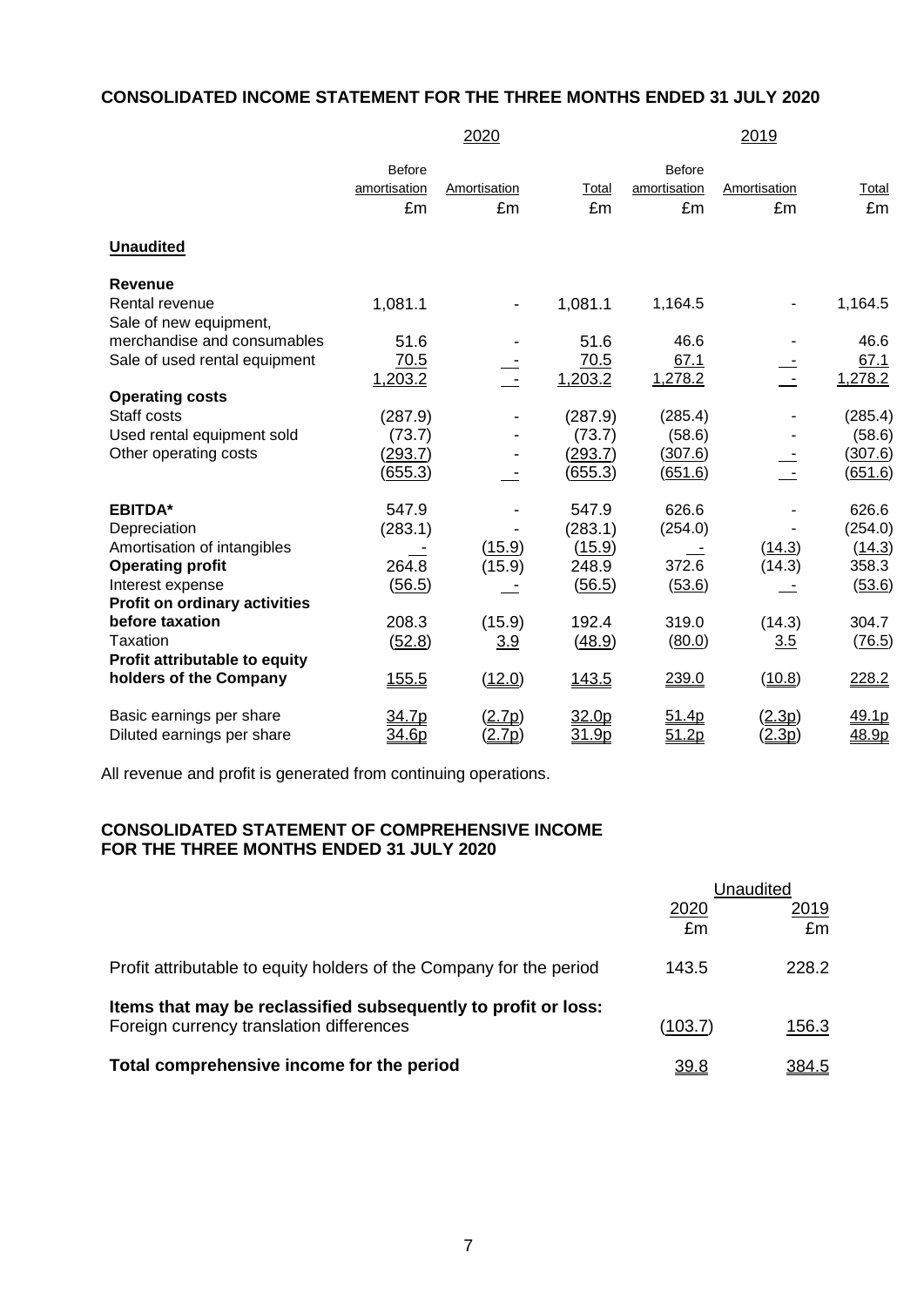## CONSOLIDATED INCOME STATEMENT FOR THE THREE MONTHS ENDED 31 JULY 2020

| | 2020 | | | 2019 | | |
|---|---|---|---|---|---|---|
| | Before amortisation £m | Amortisation £m | Total £m | Before amortisation £m | Amortisation £m | Total £m |
| **Unaudited** | | | | | | |
| **Revenue** | | | | | | |
| Rental revenue | 1,081.1 | - | 1,081.1 | 1,164.5 | - | 1,164.5 |
| Sale of new equipment, merchandise and consumables | 51.6 | - | 51.6 | 46.6 | - | 46.6 |
| Sale of used rental equipment | 70.5 | - | 70.5 | 67.1 | - | 67.1 |
| | 1,203.2 | - | 1,203.2 | 1,278.2 | - | 1,278.2 |
| **Operating costs** | | | | | | |
| Staff costs | (287.9) | - | (287.9) | (285.4) | - | (285.4) |
| Used rental equipment sold | (73.7) | - | (73.7) | (58.6) | - | (58.6) |
| Other operating costs | (293.7) | - | (293.7) | (307.6) | - | (307.6) |
| | (655.3) | - | (655.3) | (651.6) | - | (651.6) |
| **EBITDA*** | 547.9 | - | 547.9 | 626.6 | - | 626.6 |
| Depreciation | (283.1) | - | (283.1) | (254.0) | - | (254.0) |
| Amortisation of intangibles | - | (15.9) | (15.9) | - | (14.3) | (14.3) |
| **Operating profit** | 264.8 | (15.9) | 248.9 | 372.6 | (14.3) | 358.3 |
| Interest expense | (56.5) | - | (56.5) | (53.6) | - | (53.6) |
| **Profit on ordinary activities before taxation** | 208.3 | (15.9) | 192.4 | 319.0 | (14.3) | 304.7 |
| Taxation | (52.8) | 3.9 | (48.9) | (80.0) | 3.5 | (76.5) |
| **Profit attributable to equity holders of the Company** | 155.5 | (12.0) | 143.5 | 239.0 | (10.8) | 228.2 |
| Basic earnings per share | 34.7p | (2.7p) | 32.0p | 51.4p | (2.3p) | 49.1p |
| Diluted earnings per share | 34.6p | (2.7p) | 31.9p | 51.2p | (2.3p) | 48.9p |

All revenue and profit is generated from continuing operations.

## CONSOLIDATED STATEMENT OF COMPREHENSIVE INCOME FOR THE THREE MONTHS ENDED 31 JULY 2020

| | Unaudited | |
|---|---|---|
| | 2020 £m | 2019 £m |
| Profit attributable to equity holders of the Company for the period | 143.5 | 228.2 |
| **Items that may be reclassified subsequently to profit or loss:** | | |
| Foreign currency translation differences | (103.7) | 156.3 |
| **Total comprehensive income for the period** | 39.8 | 384.5 |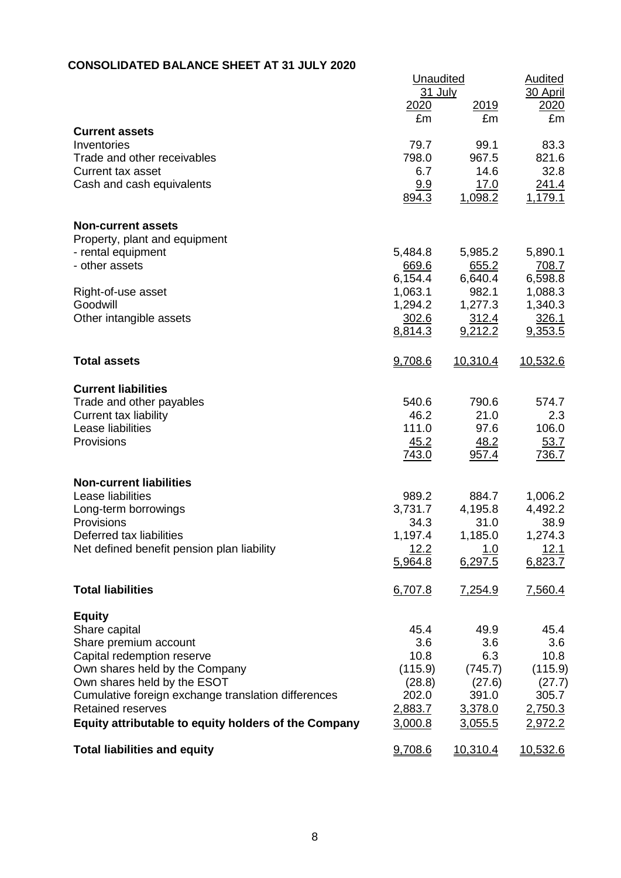**CONSOLIDATED BALANCE SHEET AT 31 JULY 2020**

| | Unaudited | | Audited |
|---|---|---|---|
| | 31 July | | 30 April |
| | 2020 | 2019 | 2020 |
| | £m | £m | £m |
| **Current assets** | | | |
| Inventories | 79.7 | 99.1 | 83.3 |
| Trade and other receivables | 798.0 | 967.5 | 821.6 |
| Current tax asset | 6.7 | 14.6 | 32.8 |
| Cash and cash equivalents | 9.9 | 17.0 | 241.4 |
| | 894.3 | 1,098.2 | 1,179.1 |
| **Non-current assets** | | | |
| Property, plant and equipment | | | |
| - rental equipment | 5,484.8 | 5,985.2 | 5,890.1 |
| - other assets | 669.6 | 655.2 | 708.7 |
| | 6,154.4 | 6,640.4 | 6,598.8 |
| Right-of-use asset | 1,063.1 | 982.1 | 1,088.3 |
| Goodwill | 1,294.2 | 1,277.3 | 1,340.3 |
| Other intangible assets | 302.6 | 312.4 | 326.1 |
| | 8,814.3 | 9,212.2 | 9,353.5 |
| **Total assets** | 9,708.6 | 10,310.4 | 10,532.6 |
| **Current liabilities** | | | |
| Trade and other payables | 540.6 | 790.6 | 574.7 |
| Current tax liability | 46.2 | 21.0 | 2.3 |
| Lease liabilities | 111.0 | 97.6 | 106.0 |
| Provisions | 45.2 | 48.2 | 53.7 |
| | 743.0 | 957.4 | 736.7 |
| **Non-current liabilities** | | | |
| Lease liabilities | 989.2 | 884.7 | 1,006.2 |
| Long-term borrowings | 3,731.7 | 4,195.8 | 4,492.2 |
| Provisions | 34.3 | 31.0 | 38.9 |
| Deferred tax liabilities | 1,197.4 | 1,185.0 | 1,274.3 |
| Net defined benefit pension plan liability | 12.2 | 1.0 | 12.1 |
| | 5,964.8 | 6,297.5 | 6,823.7 |
| **Total liabilities** | 6,707.8 | 7,254.9 | 7,560.4 |
| **Equity** | | | |
| Share capital | 45.4 | 49.9 | 45.4 |
| Share premium account | 3.6 | 3.6 | 3.6 |
| Capital redemption reserve | 10.8 | 6.3 | 10.8 |
| Own shares held by the Company | (115.9) | (745.7) | (115.9) |
| Own shares held by the ESOT | (28.8) | (27.6) | (27.7) |
| Cumulative foreign exchange translation differences | 202.0 | 391.0 | 305.7 |
| Retained reserves | 2,883.7 | 3,378.0 | 2,750.3 |
| **Equity attributable to equity holders of the Company** | 3,000.8 | 3,055.5 | 2,972.2 |
| **Total liabilities and equity** | 9,708.6 | 10,310.4 | 10,532.6 |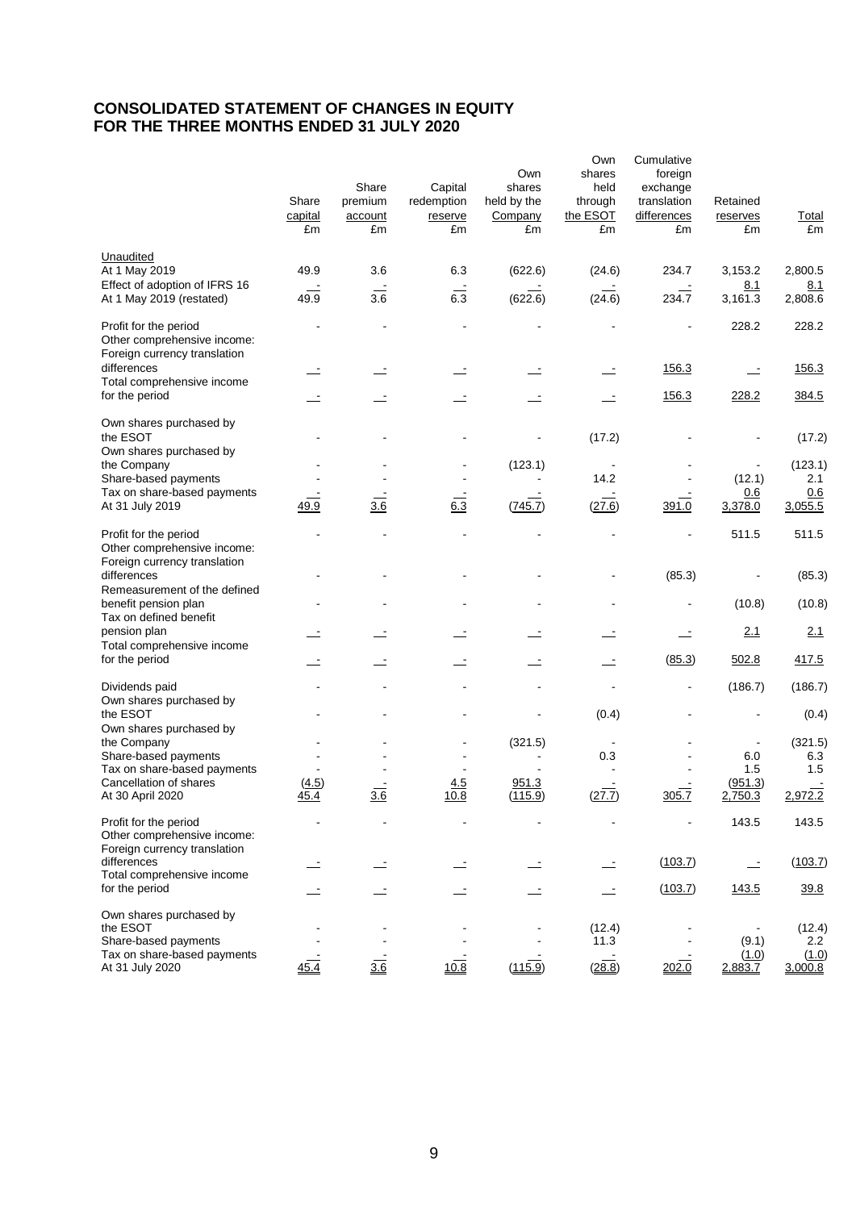# CONSOLIDATED STATEMENT OF CHANGES IN EQUITY
# FOR THE THREE MONTHS ENDED 31 JULY 2020

| | Share capital £m | Share premium account £m | Capital redemption reserve £m | Own shares held by the Company £m | Own shares held through the ESOT £m | Cumulative foreign exchange translation differences £m | Retained reserves £m | Total £m |
|---|---|---|---|---|---|---|---|---|
| Unaudited | | | | | | | | |
| At 1 May 2019 | 49.9 | 3.6 | 6.3 | (622.6) | (24.6) | 234.7 | 3,153.2 | 2,800.5 |
| Effect of adoption of IFRS 16 | - | - | - | - | - | - | 8.1 | 8.1 |
| At 1 May 2019 (restated) | 49.9 | 3.6 | 6.3 | (622.6) | (24.6) | 234.7 | 3,161.3 | 2,808.6 |
| Profit for the period | - | - | - | - | - | - | 228.2 | 228.2 |
| Other comprehensive income: | | | | | | | | |
| Foreign currency translation differences | - | - | - | - | - | 156.3 | - | 156.3 |
| Total comprehensive income for the period | - | - | - | - | - | 156.3 | 228.2 | 384.5 |
| Own shares purchased by the ESOT | - | - | - | - | (17.2) | - | - | (17.2) |
| Own shares purchased by the Company | - | - | - | (123.1) | - | - | - | (123.1) |
| Share-based payments | - | - | - | - | 14.2 | - | (12.1) | 2.1 |
| Tax on share-based payments | - | - | - | - | - | - | 0.6 | 0.6 |
| At 31 July 2019 | 49.9 | 3.6 | 6.3 | (745.7) | (27.6) | 391.0 | 3,378.0 | 3,055.5 |
| Profit for the period | - | - | - | - | - | - | 511.5 | 511.5 |
| Other comprehensive income: | | | | | | | | |
| Foreign currency translation differences | - | - | - | - | - | (85.3) | - | (85.3) |
| Remeasurement of the defined benefit pension plan | - | - | - | - | - | - | (10.8) | (10.8) |
| Tax on defined benefit pension plan | - | - | - | - | - | - | 2.1 | 2.1 |
| Total comprehensive income for the period | - | - | - | - | - | (85.3) | 502.8 | 417.5 |
| Dividends paid | - | - | - | - | - | - | (186.7) | (186.7) |
| Own shares purchased by the ESOT | - | - | - | - | (0.4) | - | - | (0.4) |
| Own shares purchased by the Company | - | - | - | (321.5) | - | - | - | (321.5) |
| Share-based payments | - | - | - | - | 0.3 | - | 6.0 | 6.3 |
| Tax on share-based payments | - | - | - | - | - | - | 1.5 | 1.5 |
| Cancellation of shares | (4.5) | - | 4.5 | 951.3 | - | - | (951.3) | - |
| At 30 April 2020 | 45.4 | 3.6 | 10.8 | (115.9) | (27.7) | 305.7 | 2,750.3 | 2,972.2 |
| Profit for the period | - | - | - | - | - | - | 143.5 | 143.5 |
| Other comprehensive income: | | | | | | | | |
| Foreign currency translation differences | - | - | - | - | - | (103.7) | - | (103.7) |
| Total comprehensive income for the period | - | - | - | - | - | (103.7) | 143.5 | 39.8 |
| Own shares purchased by the ESOT | - | - | - | - | (12.4) | - | - | (12.4) |
| Share-based payments | - | - | - | - | 11.3 | - | (9.1) | 2.2 |
| Tax on share-based payments | - | - | - | - | - | - | (1.0) | (1.0) |
| At 31 July 2020 | 45.4 | 3.6 | 10.8 | (115.9) | (28.8) | 202.0 | 2,883.7 | 3,000.8 |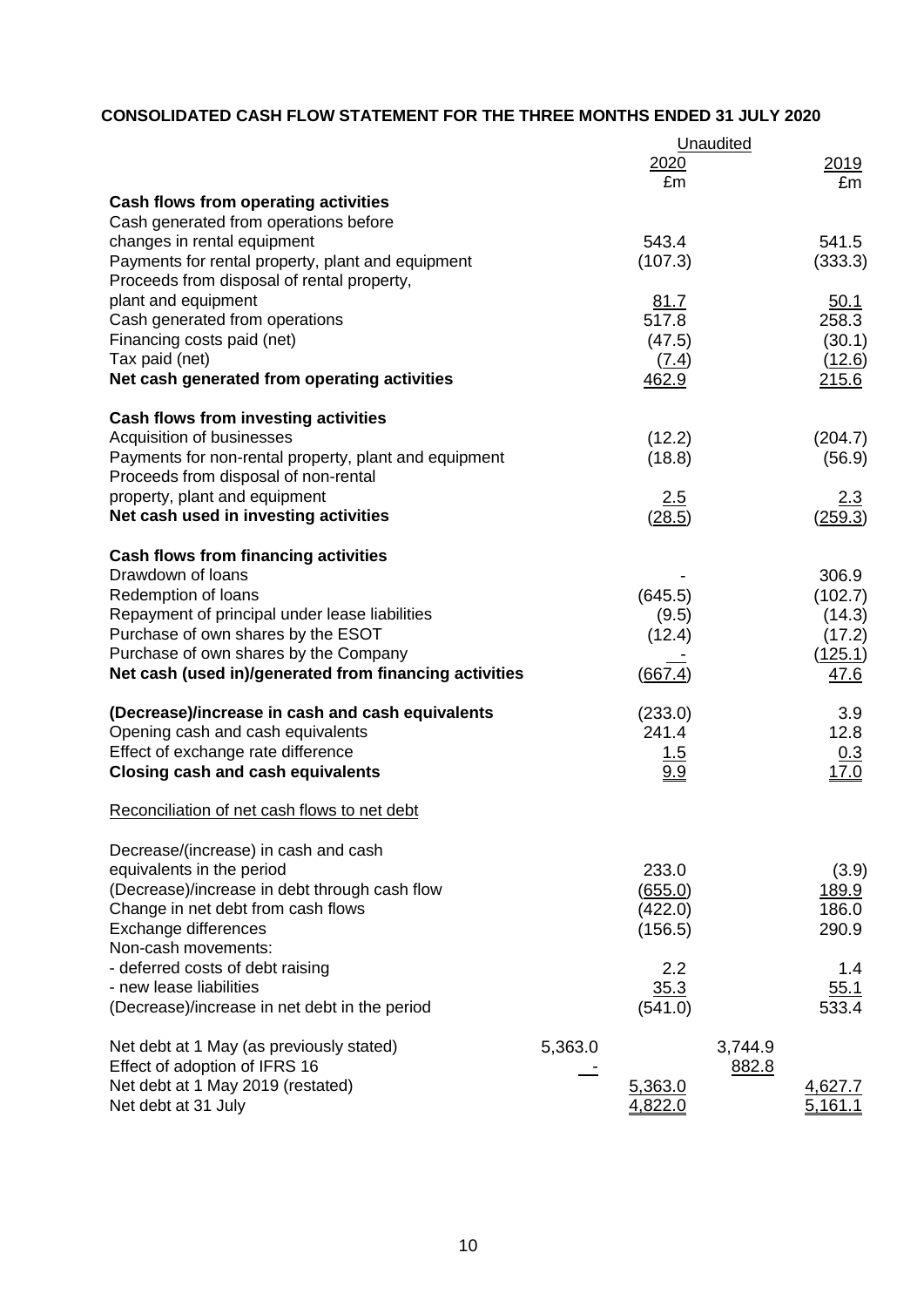## CONSOLIDATED CASH FLOW STATEMENT FOR THE THREE MONTHS ENDED 31 JULY 2020

| | | Unaudited | | |
|---|---|---|---|---|
| | | 2020 | | 2019 |
| | | £m | | £m |
| **Cash flows from operating activities** | | | | |
| Cash generated from operations before changes in rental equipment | | 543.4 | | 541.5 |
| Payments for rental property, plant and equipment | | (107.3) | | (333.3) |
| Proceeds from disposal of rental property, plant and equipment | | 81.7 | | 50.1 |
| Cash generated from operations | | 517.8 | | 258.3 |
| Financing costs paid (net) | | (47.5) | | (30.1) |
| Tax paid (net) | | (7.4) | | (12.6) |
| **Net cash generated from operating activities** | | 462.9 | | 215.6 |
| | | | | |
| **Cash flows from investing activities** | | | | |
| Acquisition of businesses | | (12.2) | | (204.7) |
| Payments for non-rental property, plant and equipment | | (18.8) | | (56.9) |
| Proceeds from disposal of non-rental property, plant and equipment | | 2.5 | | 2.3 |
| **Net cash used in investing activities** | | (28.5) | | (259.3) |
| | | | | |
| **Cash flows from financing activities** | | | | |
| Drawdown of loans | | - | | 306.9 |
| Redemption of loans | | (645.5) | | (102.7) |
| Repayment of principal under lease liabilities | | (9.5) | | (14.3) |
| Purchase of own shares by the ESOT | | (12.4) | | (17.2) |
| Purchase of own shares by the Company | | - | | (125.1) |
| **Net cash (used in)/generated from financing activities** | | (667.4) | | 47.6 |
| | | | | |
| **(Decrease)/increase in cash and cash equivalents** | | (233.0) | | 3.9 |
| Opening cash and cash equivalents | | 241.4 | | 12.8 |
| Effect of exchange rate difference | | 1.5 | | 0.3 |
| **Closing cash and cash equivalents** | | 9.9 | | 17.0 |
| | | | | |
| Reconciliation of net cash flows to net debt | | | | |
| | | | | |
| Decrease/(increase) in cash and cash equivalents in the period | | 233.0 | | (3.9) |
| (Decrease)/increase in debt through cash flow | | (655.0) | | 189.9 |
| Change in net debt from cash flows | | (422.0) | | 186.0 |
| Exchange differences | | (156.5) | | 290.9 |
| Non-cash movements: | | | | |
| - deferred costs of debt raising | | 2.2 | | 1.4 |
| - new lease liabilities | | 35.3 | | 55.1 |
| (Decrease)/increase in net debt in the period | | (541.0) | | 533.4 |
| | | | | |
| Net debt at 1 May (as previously stated) | 5,363.0 | | 3,744.9 | |
| Effect of adoption of IFRS 16 | - | | 882.8 | |
| Net debt at 1 May 2019 (restated) | | 5,363.0 | | 4,627.7 |
| Net debt at 31 July | | 4,822.0 | | 5,161.1 |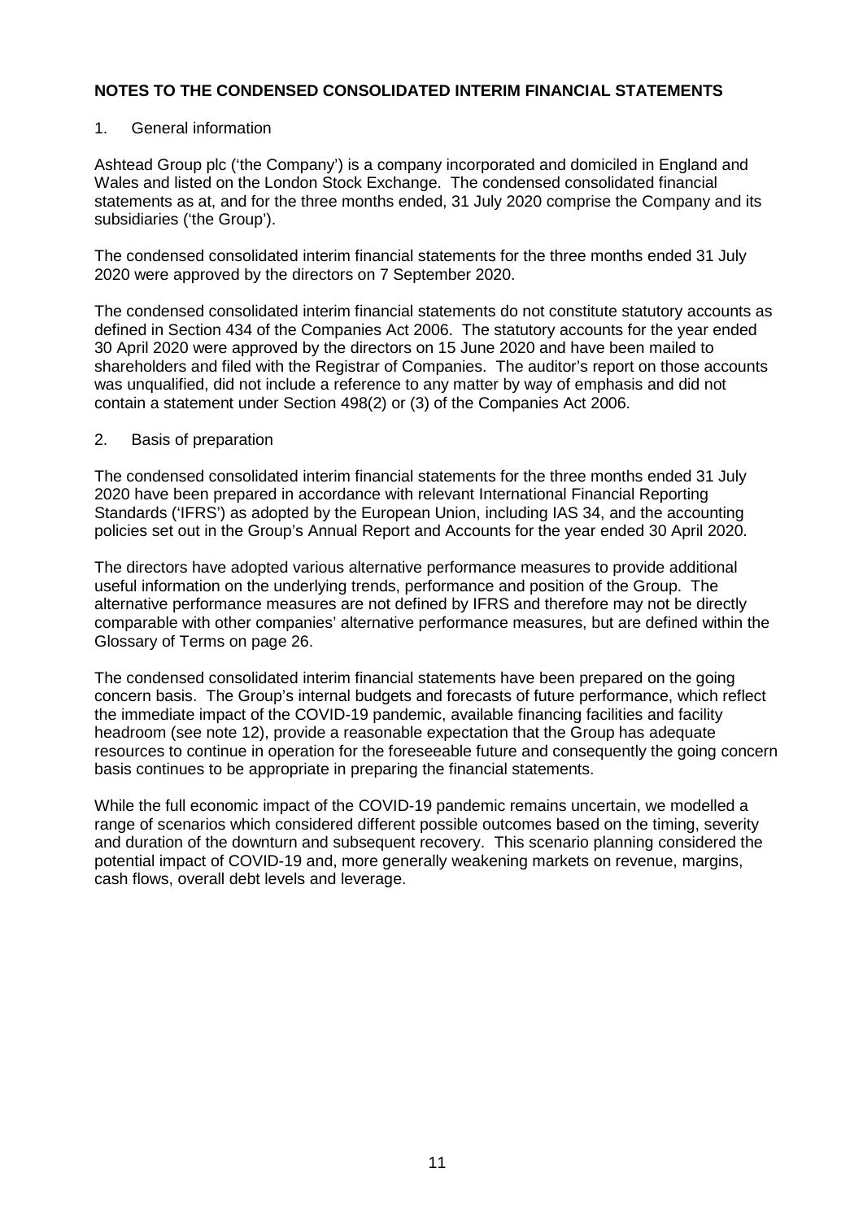**NOTES TO THE CONDENSED CONSOLIDATED INTERIM FINANCIAL STATEMENTS**

1. General information

Ashtead Group plc ('the Company') is a company incorporated and domiciled in England and Wales and listed on the London Stock Exchange. The condensed consolidated financial statements as at, and for the three months ended, 31 July 2020 comprise the Company and its subsidiaries ('the Group').

The condensed consolidated interim financial statements for the three months ended 31 July 2020 were approved by the directors on 7 September 2020.

The condensed consolidated interim financial statements do not constitute statutory accounts as defined in Section 434 of the Companies Act 2006. The statutory accounts for the year ended 30 April 2020 were approved by the directors on 15 June 2020 and have been mailed to shareholders and filed with the Registrar of Companies. The auditor's report on those accounts was unqualified, did not include a reference to any matter by way of emphasis and did not contain a statement under Section 498(2) or (3) of the Companies Act 2006.

2. Basis of preparation

The condensed consolidated interim financial statements for the three months ended 31 July 2020 have been prepared in accordance with relevant International Financial Reporting Standards ('IFRS') as adopted by the European Union, including IAS 34, and the accounting policies set out in the Group's Annual Report and Accounts for the year ended 30 April 2020.

The directors have adopted various alternative performance measures to provide additional useful information on the underlying trends, performance and position of the Group. The alternative performance measures are not defined by IFRS and therefore may not be directly comparable with other companies' alternative performance measures, but are defined within the Glossary of Terms on page 26.

The condensed consolidated interim financial statements have been prepared on the going concern basis. The Group's internal budgets and forecasts of future performance, which reflect the immediate impact of the COVID-19 pandemic, available financing facilities and facility headroom (see note 12), provide a reasonable expectation that the Group has adequate resources to continue in operation for the foreseeable future and consequently the going concern basis continues to be appropriate in preparing the financial statements.

While the full economic impact of the COVID-19 pandemic remains uncertain, we modelled a range of scenarios which considered different possible outcomes based on the timing, severity and duration of the downturn and subsequent recovery. This scenario planning considered the potential impact of COVID-19 and, more generally weakening markets on revenue, margins, cash flows, overall debt levels and leverage.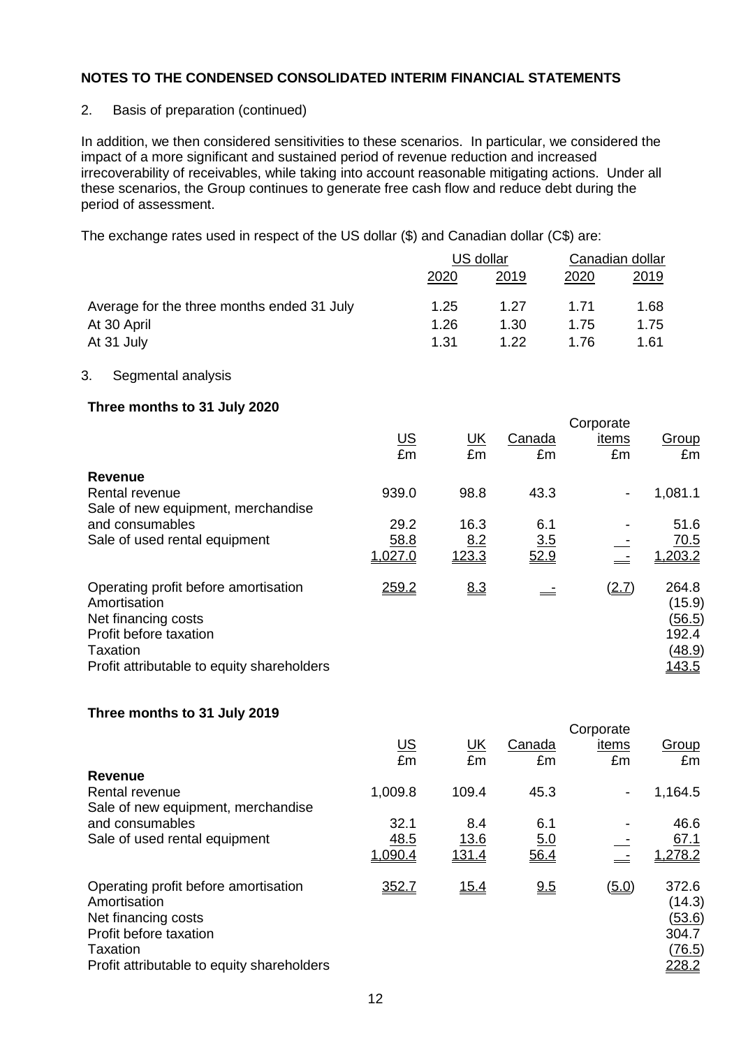## NOTES TO THE CONDENSED CONSOLIDATED INTERIM FINANCIAL STATEMENTS

2. Basis of preparation (continued)

In addition, we then considered sensitivities to these scenarios. In particular, we considered the impact of a more significant and sustained period of revenue reduction and increased irrecoverability of receivables, while taking into account reasonable mitigating actions. Under all these scenarios, the Group continues to generate free cash flow and reduce debt during the period of assessment.

The exchange rates used in respect of the US dollar ($) and Canadian dollar (C$) are:

| | US dollar | | Canadian dollar | |
|---|---|---|---|---|
| | 2020 | 2019 | 2020 | 2019 |
| Average for the three months ended 31 July | 1.25 | 1.27 | 1.71 | 1.68 |
| At 30 April | 1.26 | 1.30 | 1.75 | 1.75 |
| At 31 July | 1.31 | 1.22 | 1.76 | 1.61 |

3. Segmental analysis

**Three months to 31 July 2020**

| | US | UK | Canada | Corporate items | Group |
|---|---|---|---|---|---|
| | £m | £m | £m | £m | £m |
| **Revenue** | | | | | |
| Rental revenue | 939.0 | 98.8 | 43.3 | - | 1,081.1 |
| Sale of new equipment, merchandise and consumables | 29.2 | 16.3 | 6.1 | - | 51.6 |
| Sale of used rental equipment | 58.8 | 8.2 | 3.5 | - | 70.5 |
| | 1,027.0 | 123.3 | 52.9 | - | 1,203.2 |
| Operating profit before amortisation | 259.2 | 8.3 | - | (2.7) | 264.8 |
| Amortisation | | | | | (15.9) |
| Net financing costs | | | | | (56.5) |
| Profit before taxation | | | | | 192.4 |
| Taxation | | | | | (48.9) |
| Profit attributable to equity shareholders | | | | | 143.5 |

**Three months to 31 July 2019**

| | US | UK | Canada | Corporate items | Group |
|---|---|---|---|---|---|
| | £m | £m | £m | £m | £m |
| **Revenue** | | | | | |
| Rental revenue | 1,009.8 | 109.4 | 45.3 | - | 1,164.5 |
| Sale of new equipment, merchandise and consumables | 32.1 | 8.4 | 6.1 | - | 46.6 |
| Sale of used rental equipment | 48.5 | 13.6 | 5.0 | - | 67.1 |
| | 1,090.4 | 131.4 | 56.4 | - | 1,278.2 |
| Operating profit before amortisation | 352.7 | 15.4 | 9.5 | (5.0) | 372.6 |
| Amortisation | | | | | (14.3) |
| Net financing costs | | | | | (53.6) |
| Profit before taxation | | | | | 304.7 |
| Taxation | | | | | (76.5) |
| Profit attributable to equity shareholders | | | | | 228.2 |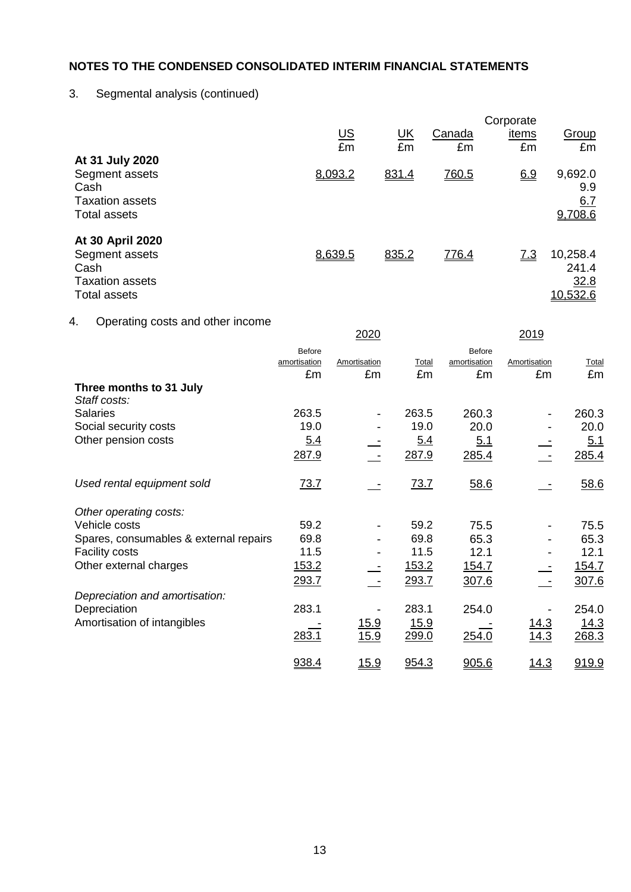## NOTES TO THE CONDENSED CONSOLIDATED INTERIM FINANCIAL STATEMENTS

3. Segmental analysis (continued)

| | US £m | UK £m | Canada £m | Corporate items £m | Group £m |
|---|---|---|---|---|---|
| **At 31 July 2020** | | | | | |
| Segment assets | 8,093.2 | 831.4 | 760.5 | 6.9 | 9,692.0 |
| Cash | | | | | 9.9 |
| Taxation assets | | | | | 6.7 |
| Total assets | | | | | 9,708.6 |
| **At 30 April 2020** | | | | | |
| Segment assets | 8,639.5 | 835.2 | 776.4 | 7.3 | 10,258.4 |
| Cash | | | | | 241.4 |
| Taxation assets | | | | | 32.8 |
| Total assets | | | | | 10,532.6 |

4. Operating costs and other income

| | 2020 | | | 2019 | | |
|---|---|---|---|---|---|---|
| | Before amortisation £m | Amortisation £m | Total £m | Before amortisation £m | Amortisation £m | Total £m |
| **Three months to 31 July** | | | | | | |
| *Staff costs:* | | | | | | |
| Salaries | 263.5 | - | 263.5 | 260.3 | - | 260.3 |
| Social security costs | 19.0 | - | 19.0 | 20.0 | - | 20.0 |
| Other pension costs | 5.4 | - | 5.4 | 5.1 | - | 5.1 |
| | 287.9 | - | 287.9 | 285.4 | - | 285.4 |
| *Used rental equipment sold* | 73.7 | - | 73.7 | 58.6 | - | 58.6 |
| *Other operating costs:* | | | | | | |
| Vehicle costs | 59.2 | - | 59.2 | 75.5 | - | 75.5 |
| Spares, consumables & external repairs | 69.8 | - | 69.8 | 65.3 | - | 65.3 |
| Facility costs | 11.5 | - | 11.5 | 12.1 | - | 12.1 |
| Other external charges | 153.2 | - | 153.2 | 154.7 | - | 154.7 |
| | 293.7 | - | 293.7 | 307.6 | - | 307.6 |
| *Depreciation and amortisation:* | | | | | | |
| Depreciation | 283.1 | - | 283.1 | 254.0 | - | 254.0 |
| Amortisation of intangibles | - | 15.9 | 15.9 | - | 14.3 | 14.3 |
| | 283.1 | 15.9 | 299.0 | 254.0 | 14.3 | 268.3 |
| | 938.4 | 15.9 | 954.3 | 905.6 | 14.3 | 919.9 |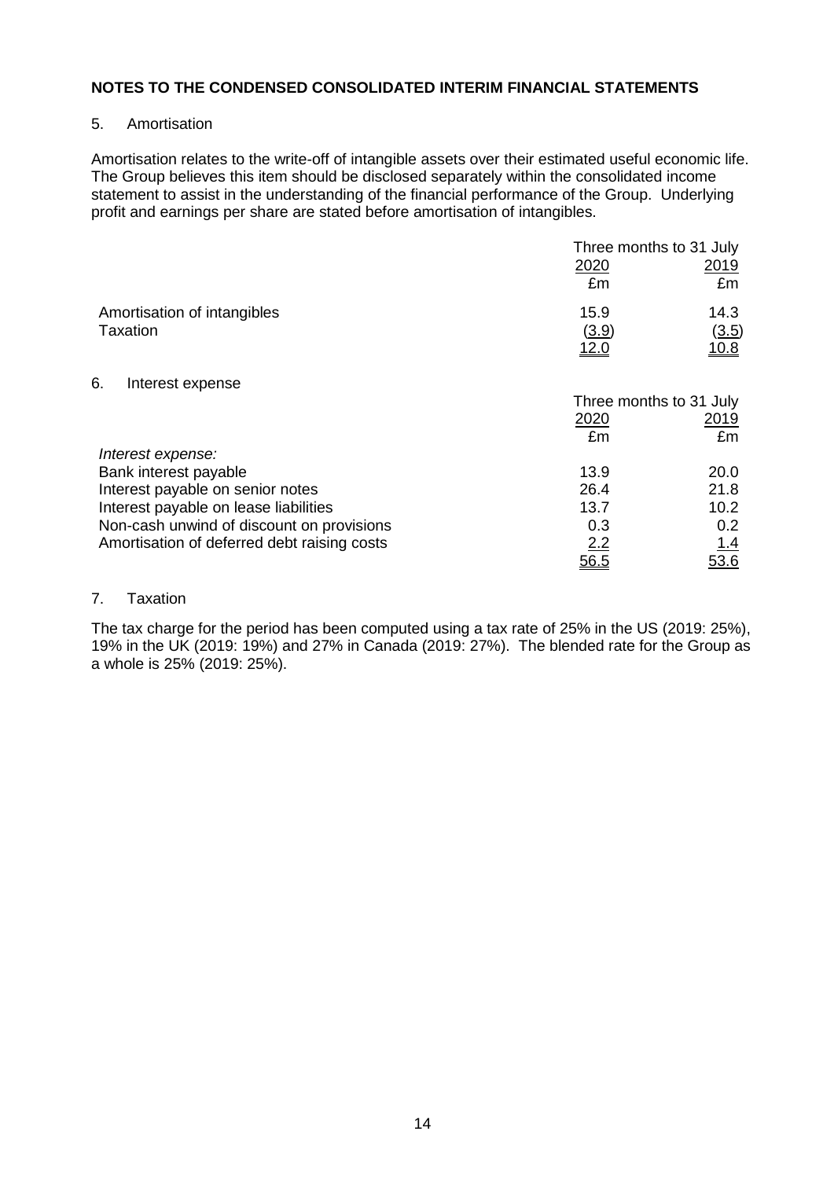**NOTES TO THE CONDENSED CONSOLIDATED INTERIM FINANCIAL STATEMENTS**

5. Amortisation

Amortisation relates to the write-off of intangible assets over their estimated useful economic life. The Group believes this item should be disclosed separately within the consolidated income statement to assist in the understanding of the financial performance of the Group. Underlying profit and earnings per share are stated before amortisation of intangibles.

| | Three months to 31 July | |
|---|---|---|
| | 2020 | 2019 |
| | £m | £m |
| Amortisation of intangibles | 15.9 | 14.3 |
| Taxation | (3.9) | (3.5) |
| | 12.0 | 10.8 |

6. Interest expense

| | Three months to 31 July | |
|---|---|---|
| | 2020 | 2019 |
| | £m | £m |
| *Interest expense:* | | |
| Bank interest payable | 13.9 | 20.0 |
| Interest payable on senior notes | 26.4 | 21.8 |
| Interest payable on lease liabilities | 13.7 | 10.2 |
| Non-cash unwind of discount on provisions | 0.3 | 0.2 |
| Amortisation of deferred debt raising costs | 2.2 | 1.4 |
| | 56.5 | 53.6 |

7. Taxation

The tax charge for the period has been computed using a tax rate of 25% in the US (2019: 25%), 19% in the UK (2019: 19%) and 27% in Canada (2019: 27%). The blended rate for the Group as a whole is 25% (2019: 25%).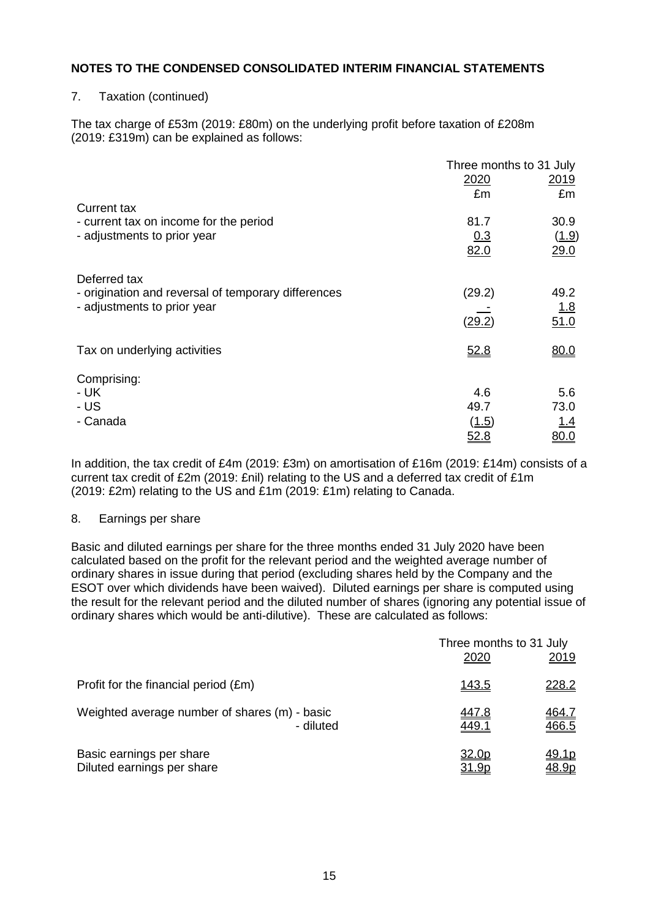**NOTES TO THE CONDENSED CONSOLIDATED INTERIM FINANCIAL STATEMENTS**

7. Taxation (continued)

The tax charge of £53m (2019: £80m) on the underlying profit before taxation of £208m (2019: £319m) can be explained as follows:

| | Three months to 31 July | |
|---|---|---|
| | 2020 | 2019 |
| | £m | £m |
| Current tax | | |
| - current tax on income for the period | 81.7 | 30.9 |
| - adjustments to prior year | 0.3 | (1.9) |
| | 82.0 | 29.0 |
| Deferred tax | | |
| - origination and reversal of temporary differences | (29.2) | 49.2 |
| - adjustments to prior year | - | 1.8 |
| | (29.2) | 51.0 |
| Tax on underlying activities | 52.8 | 80.0 |
| Comprising: | | |
| - UK | 4.6 | 5.6 |
| - US | 49.7 | 73.0 |
| - Canada | (1.5) | 1.4 |
| | 52.8 | 80.0 |

In addition, the tax credit of £4m (2019: £3m) on amortisation of £16m (2019: £14m) consists of a current tax credit of £2m (2019: £nil) relating to the US and a deferred tax credit of £1m (2019: £2m) relating to the US and £1m (2019: £1m) relating to Canada.

8. Earnings per share

Basic and diluted earnings per share for the three months ended 31 July 2020 have been calculated based on the profit for the relevant period and the weighted average number of ordinary shares in issue during that period (excluding shares held by the Company and the ESOT over which dividends have been waived). Diluted earnings per share is computed using the result for the relevant period and the diluted number of shares (ignoring any potential issue of ordinary shares which would be anti-dilutive). These are calculated as follows:

| | Three months to 31 July | |
|---|---|---|
| | 2020 | 2019 |
| Profit for the financial period (£m) | 143.5 | 228.2 |
| Weighted average number of shares (m) - basic | 447.8 | 464.7 |
| - diluted | 449.1 | 466.5 |
| Basic earnings per share | 32.0p | 49.1p |
| Diluted earnings per share | 31.9p | 48.9p |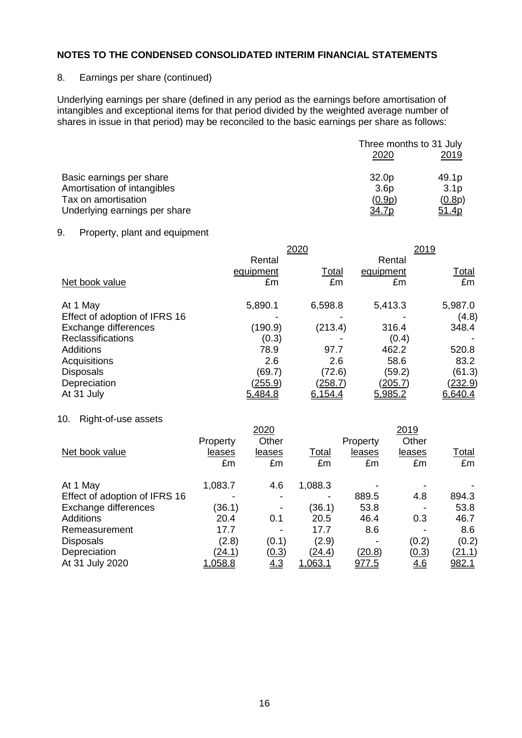# NOTES TO THE CONDENSED CONSOLIDATED INTERIM FINANCIAL STATEMENTS

8. Earnings per share (continued)

Underlying earnings per share (defined in any period as the earnings before amortisation of intangibles and exceptional items for that period divided by the weighted average number of shares in issue in that period) may be reconciled to the basic earnings per share as follows:

| | Three months to 31 July | |
|---|---|---|
| | 2020 | 2019 |
| Basic earnings per share | 32.0p | 49.1p |
| Amortisation of intangibles | 3.6p | 3.1p |
| Tax on amortisation | (0.9p) | (0.8p) |
| Underlying earnings per share | 34.7p | 51.4p |

9. Property, plant and equipment

| | 2020 | | 2019 | |
|---|---|---|---|---|
| Net book value | Rental equipment £m | Total £m | Rental equipment £m | Total £m |
| At 1 May | 5,890.1 | 6,598.8 | 5,413.3 | 5,987.0 |
| Effect of adoption of IFRS 16 | - | - | - | (4.8) |
| Exchange differences | (190.9) | (213.4) | 316.4 | 348.4 |
| Reclassifications | (0.3) | - | (0.4) | - |
| Additions | 78.9 | 97.7 | 462.2 | 520.8 |
| Acquisitions | 2.6 | 2.6 | 58.6 | 83.2 |
| Disposals | (69.7) | (72.6) | (59.2) | (61.3) |
| Depreciation | (255.9) | (258.7) | (205.7) | (232.9) |
| At 31 July | 5,484.8 | 6,154.4 | 5,985.2 | 6,640.4 |

10. Right-of-use assets

| | 2020 | | | 2019 | | |
|---|---|---|---|---|---|---|
| Net book value | Property leases £m | Other leases £m | Total £m | Property leases £m | Other leases £m | Total £m |
| At 1 May | 1,083.7 | 4.6 | 1,088.3 | - | - | - |
| Effect of adoption of IFRS 16 | - | - | - | 889.5 | 4.8 | 894.3 |
| Exchange differences | (36.1) | - | (36.1) | 53.8 | - | 53.8 |
| Additions | 20.4 | 0.1 | 20.5 | 46.4 | 0.3 | 46.7 |
| Remeasurement | 17.7 | - | 17.7 | 8.6 | - | 8.6 |
| Disposals | (2.8) | (0.1) | (2.9) | - | (0.2) | (0.2) |
| Depreciation | (24.1) | (0.3) | (24.4) | (20.8) | (0.3) | (21.1) |
| At 31 July 2020 | 1,058.8 | 4.3 | 1,063.1 | 977.5 | 4.6 | 982.1 |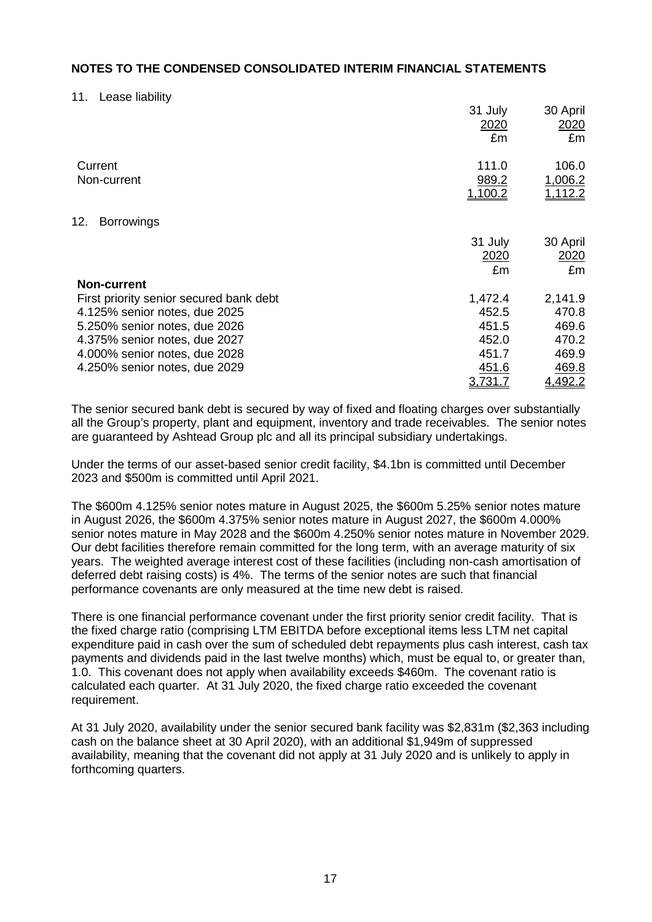## NOTES TO THE CONDENSED CONSOLIDATED INTERIM FINANCIAL STATEMENTS

### 11. Lease liability

| | 31 July 2020 £m | 30 April 2020 £m |
|---|---|---|
| Current | 111.0 | 106.0 |
| Non-current | 989.2 | 1,006.2 |
| | 1,100.2 | 1,112.2 |

### 12. Borrowings

| | 31 July 2020 £m | 30 April 2020 £m |
|---|---|---|
| **Non-current** | | |
| First priority senior secured bank debt | 1,472.4 | 2,141.9 |
| 4.125% senior notes, due 2025 | 452.5 | 470.8 |
| 5.250% senior notes, due 2026 | 451.5 | 469.6 |
| 4.375% senior notes, due 2027 | 452.0 | 470.2 |
| 4.000% senior notes, due 2028 | 451.7 | 469.9 |
| 4.250% senior notes, due 2029 | 451.6 | 469.8 |
| | 3,731.7 | 4,492.2 |

The senior secured bank debt is secured by way of fixed and floating charges over substantially all the Group's property, plant and equipment, inventory and trade receivables. The senior notes are guaranteed by Ashtead Group plc and all its principal subsidiary undertakings.

Under the terms of our asset-based senior credit facility, $4.1bn is committed until December 2023 and $500m is committed until April 2021.

The $600m 4.125% senior notes mature in August 2025, the $600m 5.25% senior notes mature in August 2026, the $600m 4.375% senior notes mature in August 2027, the $600m 4.000% senior notes mature in May 2028 and the $600m 4.250% senior notes mature in November 2029. Our debt facilities therefore remain committed for the long term, with an average maturity of six years. The weighted average interest cost of these facilities (including non-cash amortisation of deferred debt raising costs) is 4%. The terms of the senior notes are such that financial performance covenants are only measured at the time new debt is raised.

There is one financial performance covenant under the first priority senior credit facility. That is the fixed charge ratio (comprising LTM EBITDA before exceptional items less LTM net capital expenditure paid in cash over the sum of scheduled debt repayments plus cash interest, cash tax payments and dividends paid in the last twelve months) which, must be equal to, or greater than, 1.0. This covenant does not apply when availability exceeds $460m. The covenant ratio is calculated each quarter. At 31 July 2020, the fixed charge ratio exceeded the covenant requirement.

At 31 July 2020, availability under the senior secured bank facility was $2,831m ($2,363 including cash on the balance sheet at 30 April 2020), with an additional $1,949m of suppressed availability, meaning that the covenant did not apply at 31 July 2020 and is unlikely to apply in forthcoming quarters.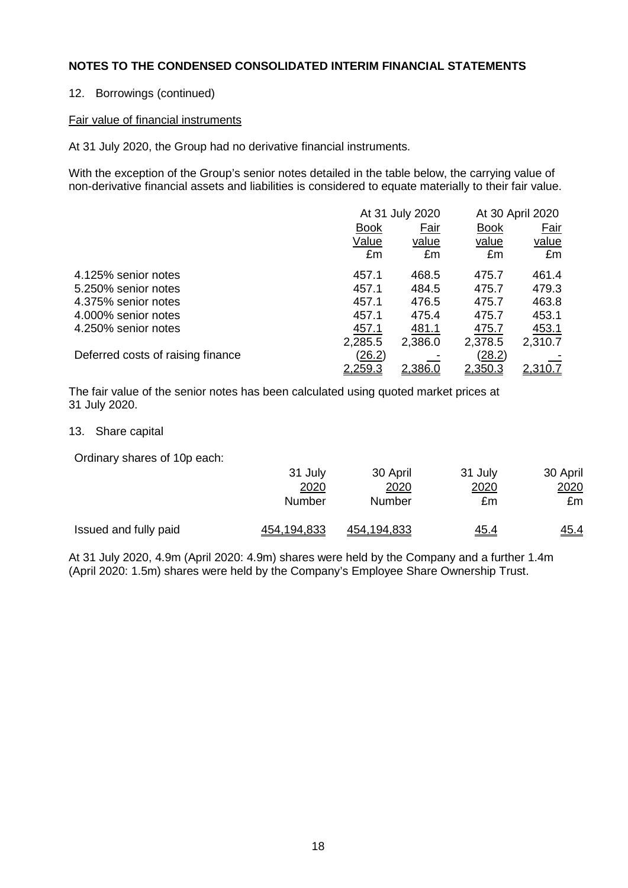**NOTES TO THE CONDENSED CONSOLIDATED INTERIM FINANCIAL STATEMENTS**

12. Borrowings (continued)

Fair value of financial instruments

At 31 July 2020, the Group had no derivative financial instruments.

With the exception of the Group's senior notes detailed in the table below, the carrying value of non-derivative financial assets and liabilities is considered to equate materially to their fair value.

| | At 31 July 2020 | | At 30 April 2020 | |
|---|---|---|---|---|
| | Book Value £m | Fair value £m | Book value £m | Fair value £m |
| 4.125% senior notes | 457.1 | 468.5 | 475.7 | 461.4 |
| 5.250% senior notes | 457.1 | 484.5 | 475.7 | 479.3 |
| 4.375% senior notes | 457.1 | 476.5 | 475.7 | 463.8 |
| 4.000% senior notes | 457.1 | 475.4 | 475.7 | 453.1 |
| 4.250% senior notes | 457.1 | 481.1 | 475.7 | 453.1 |
| | 2,285.5 | 2,386.0 | 2,378.5 | 2,310.7 |
| Deferred costs of raising finance | (26.2) | - | (28.2) | - |
| | 2,259.3 | 2,386.0 | 2,350.3 | 2,310.7 |

The fair value of the senior notes has been calculated using quoted market prices at 31 July 2020.

13. Share capital

Ordinary shares of 10p each:

| | 31 July 2020 Number | 30 April 2020 Number | 31 July 2020 £m | 30 April 2020 £m |
|---|---|---|---|---|
| Issued and fully paid | 454,194,833 | 454,194,833 | 45.4 | 45.4 |

At 31 July 2020, 4.9m (April 2020: 4.9m) shares were held by the Company and a further 1.4m (April 2020: 1.5m) shares were held by the Company's Employee Share Ownership Trust.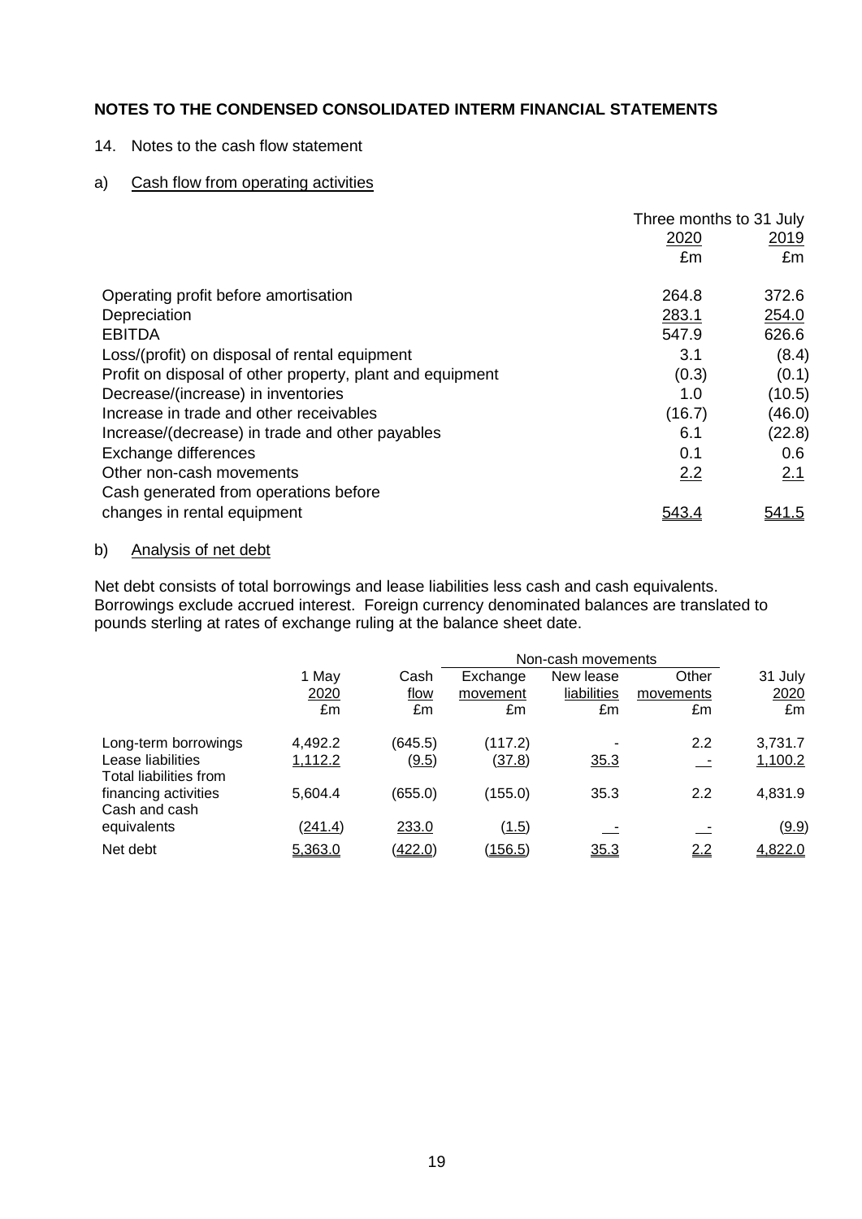## NOTES TO THE CONDENSED CONSOLIDATED INTERM FINANCIAL STATEMENTS

14. Notes to the cash flow statement

a) Cash flow from operating activities

| | Three months to 31 July | |
|---|---|---|
| | 2020 | 2019 |
| | £m | £m |
| Operating profit before amortisation | 264.8 | 372.6 |
| Depreciation | 283.1 | 254.0 |
| EBITDA | 547.9 | 626.6 |
| Loss/(profit) on disposal of rental equipment | 3.1 | (8.4) |
| Profit on disposal of other property, plant and equipment | (0.3) | (0.1) |
| Decrease/(increase) in inventories | 1.0 | (10.5) |
| Increase in trade and other receivables | (16.7) | (46.0) |
| Increase/(decrease) in trade and other payables | 6.1 | (22.8) |
| Exchange differences | 0.1 | 0.6 |
| Other non-cash movements | 2.2 | 2.1 |
| Cash generated from operations before changes in rental equipment | 543.4 | 541.5 |

b) Analysis of net debt

Net debt consists of total borrowings and lease liabilities less cash and cash equivalents. Borrowings exclude accrued interest. Foreign currency denominated balances are translated to pounds sterling at rates of exchange ruling at the balance sheet date.

| | | | Non-cash movements | | | |
|---|---|---|---|---|---|---|
| | 1 May 2020 | Cash flow | Exchange movement | New lease liabilities | Other movements | 31 July 2020 |
| | £m | £m | £m | £m | £m | £m |
| Long-term borrowings | 4,492.2 | (645.5) | (117.2) | - | 2.2 | 3,731.7 |
| Lease liabilities | 1,112.2 | (9.5) | (37.8) | 35.3 | - | 1,100.2 |
| Total liabilities from financing activities | 5,604.4 | (655.0) | (155.0) | 35.3 | 2.2 | 4,831.9 |
| Cash and cash equivalents | (241.4) | 233.0 | (1.5) | - | - | (9.9) |
| Net debt | 5,363.0 | (422.0) | (156.5) | 35.3 | 2.2 | 4,822.0 |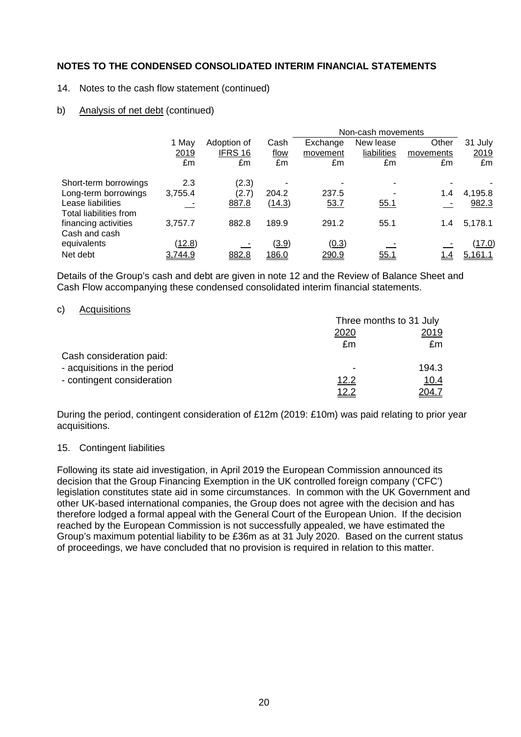## NOTES TO THE CONDENSED CONSOLIDATED INTERIM FINANCIAL STATEMENTS

14. Notes to the cash flow statement (continued)

b) Analysis of net debt (continued)

| | | | | Non-cash movements | | | |
|---|---|---|---|---|---|---|---|
| | 1 May 2019 | Adoption of IFRS 16 | Cash flow | Exchange movement | New lease liabilities | Other movements | 31 July 2019 |
| | £m | £m | £m | £m | £m | £m | £m |
| Short-term borrowings | 2.3 | (2.3) | - | - | - | - | - |
| Long-term borrowings | 3,755.4 | (2.7) | 204.2 | 237.5 | - | 1.4 | 4,195.8 |
| Lease liabilities | - | 887.8 | (14.3) | 53.7 | 55.1 | - | 982.3 |
| Total liabilities from financing activities | 3,757.7 | 882.8 | 189.9 | 291.2 | 55.1 | 1.4 | 5,178.1 |
| Cash and cash equivalents | (12.8) | - | (3.9) | (0.3) | - | - | (17.0) |
| Net debt | 3,744.9 | 882.8 | 186.0 | 290.9 | 55.1 | 1.4 | 5,161.1 |

Details of the Group's cash and debt are given in note 12 and the Review of Balance Sheet and Cash Flow accompanying these condensed consolidated interim financial statements.

c) Acquisitions

| | Three months to 31 July | |
|---|---|---|
| | 2020 | 2019 |
| | £m | £m |
| Cash consideration paid: | | |
| - acquisitions in the period | - | 194.3 |
| - contingent consideration | 12.2 | 10.4 |
| | 12.2 | 204.7 |

During the period, contingent consideration of £12m (2019: £10m) was paid relating to prior year acquisitions.

15. Contingent liabilities

Following its state aid investigation, in April 2019 the European Commission announced its decision that the Group Financing Exemption in the UK controlled foreign company ('CFC') legislation constitutes state aid in some circumstances. In common with the UK Government and other UK-based international companies, the Group does not agree with the decision and has therefore lodged a formal appeal with the General Court of the European Union. If the decision reached by the European Commission is not successfully appealed, we have estimated the Group's maximum potential liability to be £36m as at 31 July 2020. Based on the current status of proceedings, we have concluded that no provision is required in relation to this matter.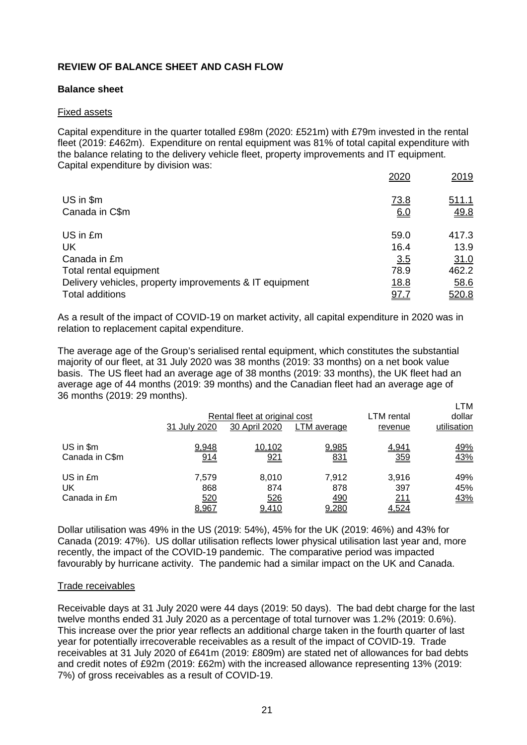## REVIEW OF BALANCE SHEET AND CASH FLOW

### Balance sheet

Fixed assets

Capital expenditure in the quarter totalled £98m (2020: £521m) with £79m invested in the rental fleet (2019: £462m). Expenditure on rental equipment was 81% of total capital expenditure with the balance relating to the delivery vehicle fleet, property improvements and IT equipment. Capital expenditure by division was:

| | 2020 | 2019 |
|---|---|---|
| US in $m | 73.8 | 511.1 |
| Canada in C$m | 6.0 | 49.8 |
| | | |
| US in £m | 59.0 | 417.3 |
| UK | 16.4 | 13.9 |
| Canada in £m | 3.5 | 31.0 |
| Total rental equipment | 78.9 | 462.2 |
| Delivery vehicles, property improvements & IT equipment | 18.8 | 58.6 |
| Total additions | 97.7 | 520.8 |

As a result of the impact of COVID-19 on market activity, all capital expenditure in 2020 was in relation to replacement capital expenditure.

The average age of the Group's serialised rental equipment, which constitutes the substantial majority of our fleet, at 31 July 2020 was 38 months (2019: 33 months) on a net book value basis. The US fleet had an average age of 38 months (2019: 33 months), the UK fleet had an average age of 44 months (2019: 39 months) and the Canadian fleet had an average age of 36 months (2019: 29 months).

| | Rental fleet at original cost | | | LTM rental | LTM dollar |
|---|---|---|---|---|---|
| | 31 July 2020 | 30 April 2020 | LTM average | revenue | utilisation |
| US in $m | 9,948 | 10,102 | 9,985 | 4,941 | 49% |
| Canada in C$m | 914 | 921 | 831 | 359 | 43% |
| | | | | | |
| US in £m | 7,579 | 8,010 | 7,912 | 3,916 | 49% |
| UK | 868 | 874 | 878 | 397 | 45% |
| Canada in £m | 520 | 526 | 490 | 211 | 43% |
| | 8,967 | 9,410 | 9,280 | 4,524 | |

Dollar utilisation was 49% in the US (2019: 54%), 45% for the UK (2019: 46%) and 43% for Canada (2019: 47%). US dollar utilisation reflects lower physical utilisation last year and, more recently, the impact of the COVID-19 pandemic. The comparative period was impacted favourably by hurricane activity. The pandemic had a similar impact on the UK and Canada.

Trade receivables

Receivable days at 31 July 2020 were 44 days (2019: 50 days). The bad debt charge for the last twelve months ended 31 July 2020 as a percentage of total turnover was 1.2% (2019: 0.6%). This increase over the prior year reflects an additional charge taken in the fourth quarter of last year for potentially irrecoverable receivables as a result of the impact of COVID-19. Trade receivables at 31 July 2020 of £641m (2019: £809m) are stated net of allowances for bad debts and credit notes of £92m (2019: £62m) with the increased allowance representing 13% (2019: 7%) of gross receivables as a result of COVID-19.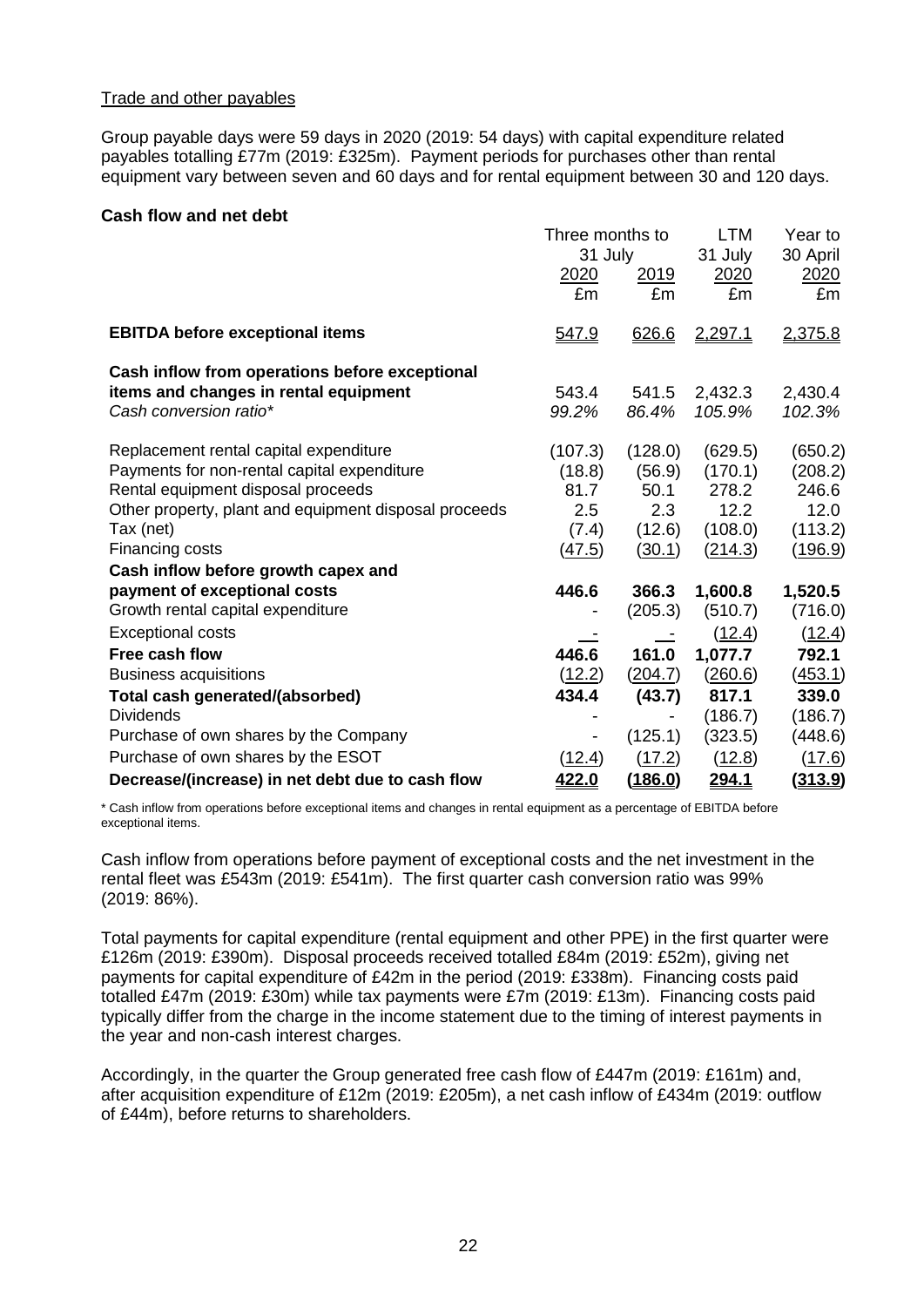Trade and other payables

Group payable days were 59 days in 2020 (2019: 54 days) with capital expenditure related payables totalling £77m (2019: £325m). Payment periods for purchases other than rental equipment vary between seven and 60 days and for rental equipment between 30 and 120 days.

**Cash flow and net debt**

| | Three months to 31 July 2020 £m | Three months to 31 July 2019 £m | LTM 31 July 2020 £m | Year to 30 April 2020 £m |
|---|---|---|---|---|
| **EBITDA before exceptional items** | 547.9 | 626.6 | 2,297.1 | 2,375.8 |
| **Cash inflow from operations before exceptional items and changes in rental equipment** | 543.4 | 541.5 | 2,432.3 | 2,430.4 |
| *Cash conversion ratio** | *99.2%* | *86.4%* | *105.9%* | *102.3%* |
| Replacement rental capital expenditure | (107.3) | (128.0) | (629.5) | (650.2) |
| Payments for non-rental capital expenditure | (18.8) | (56.9) | (170.1) | (208.2) |
| Rental equipment disposal proceeds | 81.7 | 50.1 | 278.2 | 246.6 |
| Other property, plant and equipment disposal proceeds | 2.5 | 2.3 | 12.2 | 12.0 |
| Tax (net) | (7.4) | (12.6) | (108.0) | (113.2) |
| Financing costs | (47.5) | (30.1) | (214.3) | (196.9) |
| **Cash inflow before growth capex and payment of exceptional costs** | **446.6** | **366.3** | **1,600.8** | **1,520.5** |
| Growth rental capital expenditure | - | (205.3) | (510.7) | (716.0) |
| Exceptional costs | - | - | (12.4) | (12.4) |
| **Free cash flow** | **446.6** | **161.0** | **1,077.7** | **792.1** |
| Business acquisitions | (12.2) | (204.7) | (260.6) | (453.1) |
| **Total cash generated/(absorbed)** | **434.4** | **(43.7)** | **817.1** | **339.0** |
| Dividends | - | - | (186.7) | (186.7) |
| Purchase of own shares by the Company | - | (125.1) | (323.5) | (448.6) |
| Purchase of own shares by the ESOT | (12.4) | (17.2) | (12.8) | (17.6) |
| **Decrease/(increase) in net debt due to cash flow** | **422.0** | **(186.0)** | **294.1** | **(313.9)** |

* Cash inflow from operations before exceptional items and changes in rental equipment as a percentage of EBITDA before exceptional items.

Cash inflow from operations before payment of exceptional costs and the net investment in the rental fleet was £543m (2019: £541m). The first quarter cash conversion ratio was 99% (2019: 86%).

Total payments for capital expenditure (rental equipment and other PPE) in the first quarter were £126m (2019: £390m). Disposal proceeds received totalled £84m (2019: £52m), giving net payments for capital expenditure of £42m in the period (2019: £338m). Financing costs paid totalled £47m (2019: £30m) while tax payments were £7m (2019: £13m). Financing costs paid typically differ from the charge in the income statement due to the timing of interest payments in the year and non-cash interest charges.

Accordingly, in the quarter the Group generated free cash flow of £447m (2019: £161m) and, after acquisition expenditure of £12m (2019: £205m), a net cash inflow of £434m (2019: outflow of £44m), before returns to shareholders.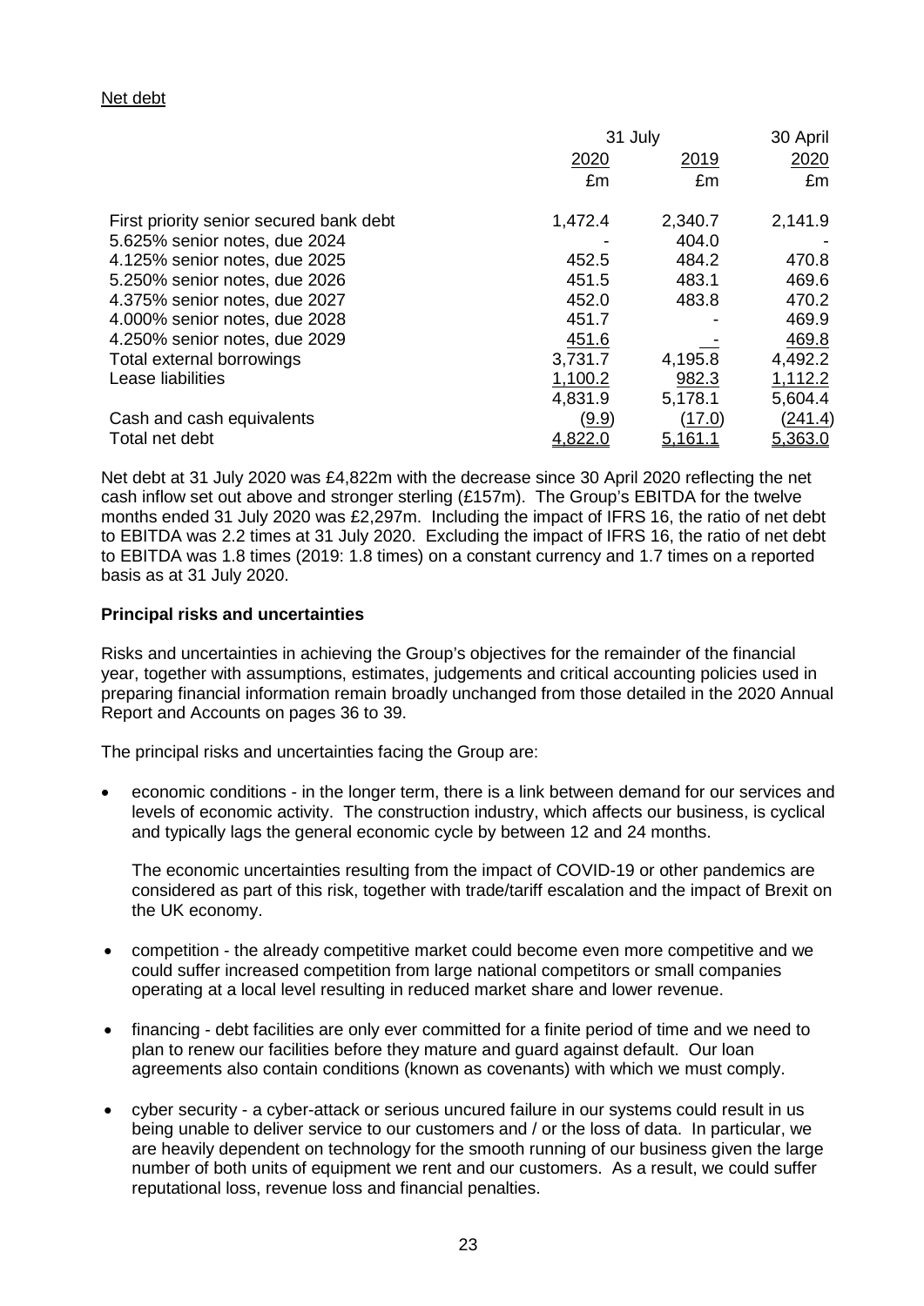Net debt

| | 31 July | | 30 April |
|---|---|---|---|
| | 2020 | 2019 | 2020 |
| | £m | £m | £m |
| First priority senior secured bank debt | 1,472.4 | 2,340.7 | 2,141.9 |
| 5.625% senior notes, due 2024 | - | 404.0 | - |
| 4.125% senior notes, due 2025 | 452.5 | 484.2 | 470.8 |
| 5.250% senior notes, due 2026 | 451.5 | 483.1 | 469.6 |
| 4.375% senior notes, due 2027 | 452.0 | 483.8 | 470.2 |
| 4.000% senior notes, due 2028 | 451.7 | - | 469.9 |
| 4.250% senior notes, due 2029 | 451.6 | - | 469.8 |
| Total external borrowings | 3,731.7 | 4,195.8 | 4,492.2 |
| Lease liabilities | 1,100.2 | 982.3 | 1,112.2 |
| | 4,831.9 | 5,178.1 | 5,604.4 |
| Cash and cash equivalents | (9.9) | (17.0) | (241.4) |
| Total net debt | 4,822.0 | 5,161.1 | 5,363.0 |

Net debt at 31 July 2020 was £4,822m with the decrease since 30 April 2020 reflecting the net cash inflow set out above and stronger sterling (£157m). The Group's EBITDA for the twelve months ended 31 July 2020 was £2,297m. Including the impact of IFRS 16, the ratio of net debt to EBITDA was 2.2 times at 31 July 2020. Excluding the impact of IFRS 16, the ratio of net debt to EBITDA was 1.8 times (2019: 1.8 times) on a constant currency and 1.7 times on a reported basis as at 31 July 2020.

**Principal risks and uncertainties**

Risks and uncertainties in achieving the Group's objectives for the remainder of the financial year, together with assumptions, estimates, judgements and critical accounting policies used in preparing financial information remain broadly unchanged from those detailed in the 2020 Annual Report and Accounts on pages 36 to 39.

The principal risks and uncertainties facing the Group are:

- economic conditions - in the longer term, there is a link between demand for our services and levels of economic activity. The construction industry, which affects our business, is cyclical and typically lags the general economic cycle by between 12 and 24 months.

  The economic uncertainties resulting from the impact of COVID-19 or other pandemics are considered as part of this risk, together with trade/tariff escalation and the impact of Brexit on the UK economy.

- competition - the already competitive market could become even more competitive and we could suffer increased competition from large national competitors or small companies operating at a local level resulting in reduced market share and lower revenue.

- financing - debt facilities are only ever committed for a finite period of time and we need to plan to renew our facilities before they mature and guard against default. Our loan agreements also contain conditions (known as covenants) with which we must comply.

- cyber security - a cyber-attack or serious uncured failure in our systems could result in us being unable to deliver service to our customers and / or the loss of data. In particular, we are heavily dependent on technology for the smooth running of our business given the large number of both units of equipment we rent and our customers. As a result, we could suffer reputational loss, revenue loss and financial penalties.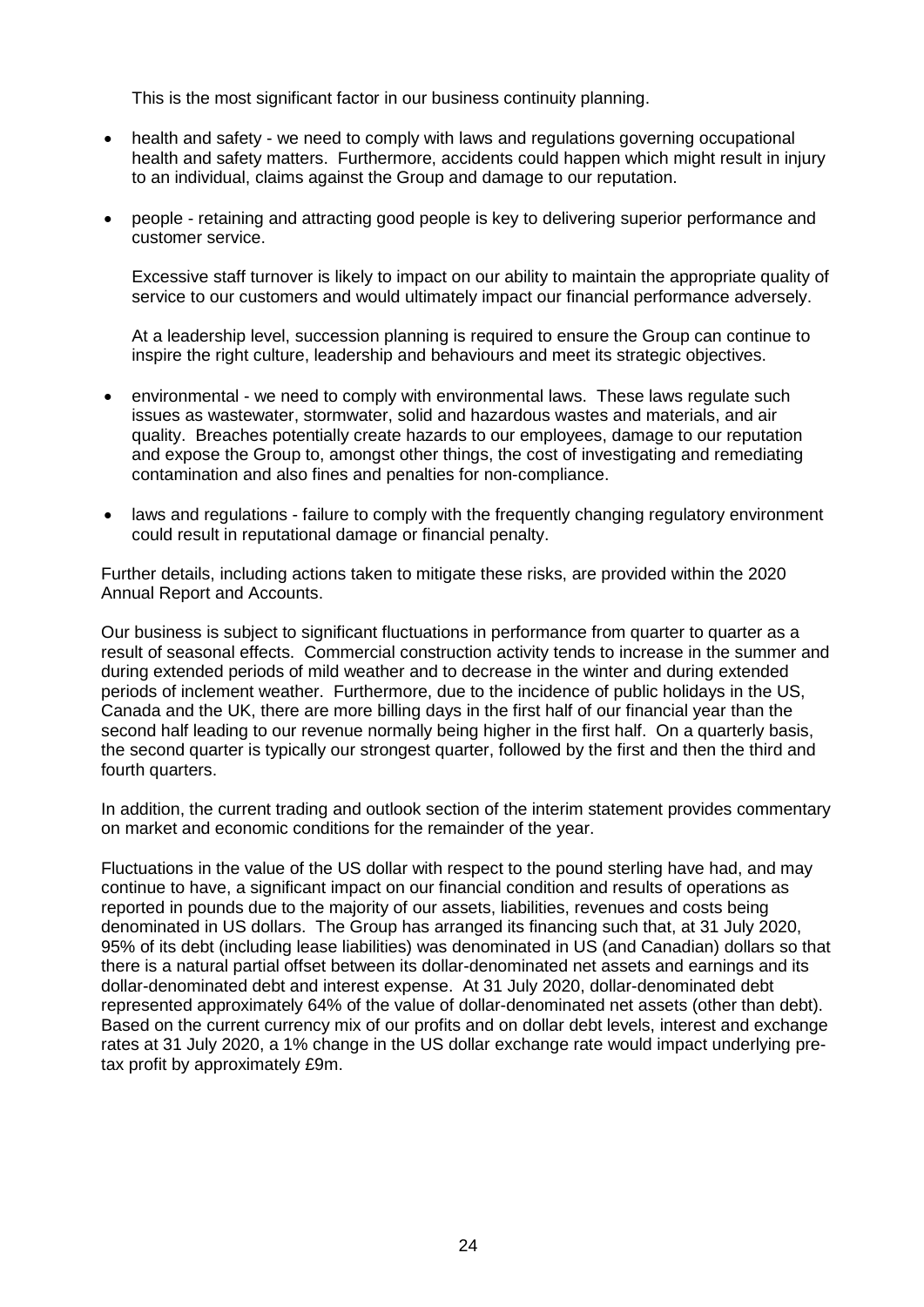This is the most significant factor in our business continuity planning.

- health and safety - we need to comply with laws and regulations governing occupational health and safety matters. Furthermore, accidents could happen which might result in injury to an individual, claims against the Group and damage to our reputation.

- people - retaining and attracting good people is key to delivering superior performance and customer service.

  Excessive staff turnover is likely to impact on our ability to maintain the appropriate quality of service to our customers and would ultimately impact our financial performance adversely.

  At a leadership level, succession planning is required to ensure the Group can continue to inspire the right culture, leadership and behaviours and meet its strategic objectives.

- environmental - we need to comply with environmental laws. These laws regulate such issues as wastewater, stormwater, solid and hazardous wastes and materials, and air quality. Breaches potentially create hazards to our employees, damage to our reputation and expose the Group to, amongst other things, the cost of investigating and remediating contamination and also fines and penalties for non-compliance.

- laws and regulations - failure to comply with the frequently changing regulatory environment could result in reputational damage or financial penalty.

Further details, including actions taken to mitigate these risks, are provided within the 2020 Annual Report and Accounts.

Our business is subject to significant fluctuations in performance from quarter to quarter as a result of seasonal effects. Commercial construction activity tends to increase in the summer and during extended periods of mild weather and to decrease in the winter and during extended periods of inclement weather. Furthermore, due to the incidence of public holidays in the US, Canada and the UK, there are more billing days in the first half of our financial year than the second half leading to our revenue normally being higher in the first half. On a quarterly basis, the second quarter is typically our strongest quarter, followed by the first and then the third and fourth quarters.

In addition, the current trading and outlook section of the interim statement provides commentary on market and economic conditions for the remainder of the year.

Fluctuations in the value of the US dollar with respect to the pound sterling have had, and may continue to have, a significant impact on our financial condition and results of operations as reported in pounds due to the majority of our assets, liabilities, revenues and costs being denominated in US dollars. The Group has arranged its financing such that, at 31 July 2020, 95% of its debt (including lease liabilities) was denominated in US (and Canadian) dollars so that there is a natural partial offset between its dollar-denominated net assets and earnings and its dollar-denominated debt and interest expense. At 31 July 2020, dollar-denominated debt represented approximately 64% of the value of dollar-denominated net assets (other than debt). Based on the current currency mix of our profits and on dollar debt levels, interest and exchange rates at 31 July 2020, a 1% change in the US dollar exchange rate would impact underlying pre-tax profit by approximately £9m.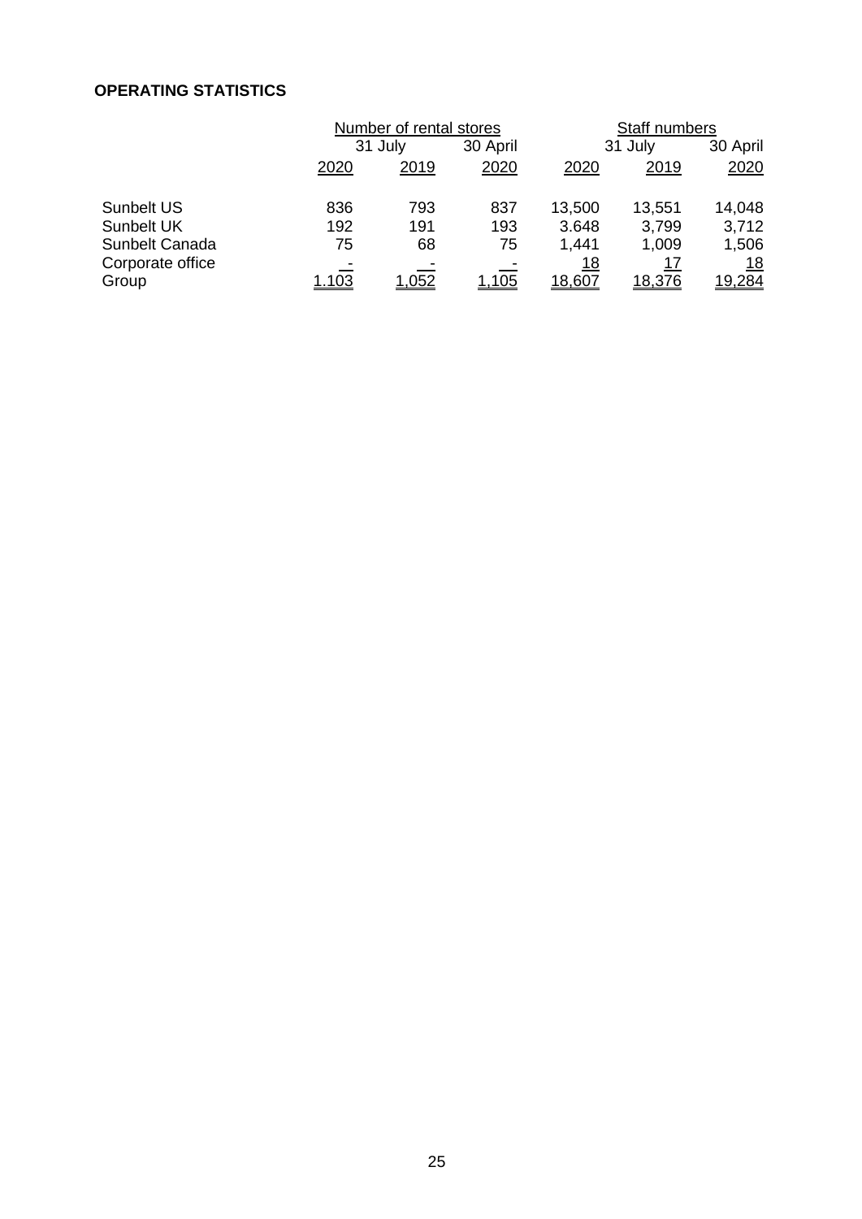**OPERATING STATISTICS**

| | Number of rental stores | | | Staff numbers | | |
|---|---|---|---|---|---|---|
| | 31 July | | 30 April | 31 July | | 30 April |
| | 2020 | 2019 | 2020 | 2020 | 2019 | 2020 |
| Sunbelt US | 836 | 793 | 837 | 13,500 | 13,551 | 14,048 |
| Sunbelt UK | 192 | 191 | 193 | 3.648 | 3,799 | 3,712 |
| Sunbelt Canada | 75 | 68 | 75 | 1,441 | 1,009 | 1,506 |
| Corporate office | - | - | - | 18 | 17 | 18 |
| Group | 1.103 | 1,052 | 1,105 | 18,607 | 18,376 | 19,284 |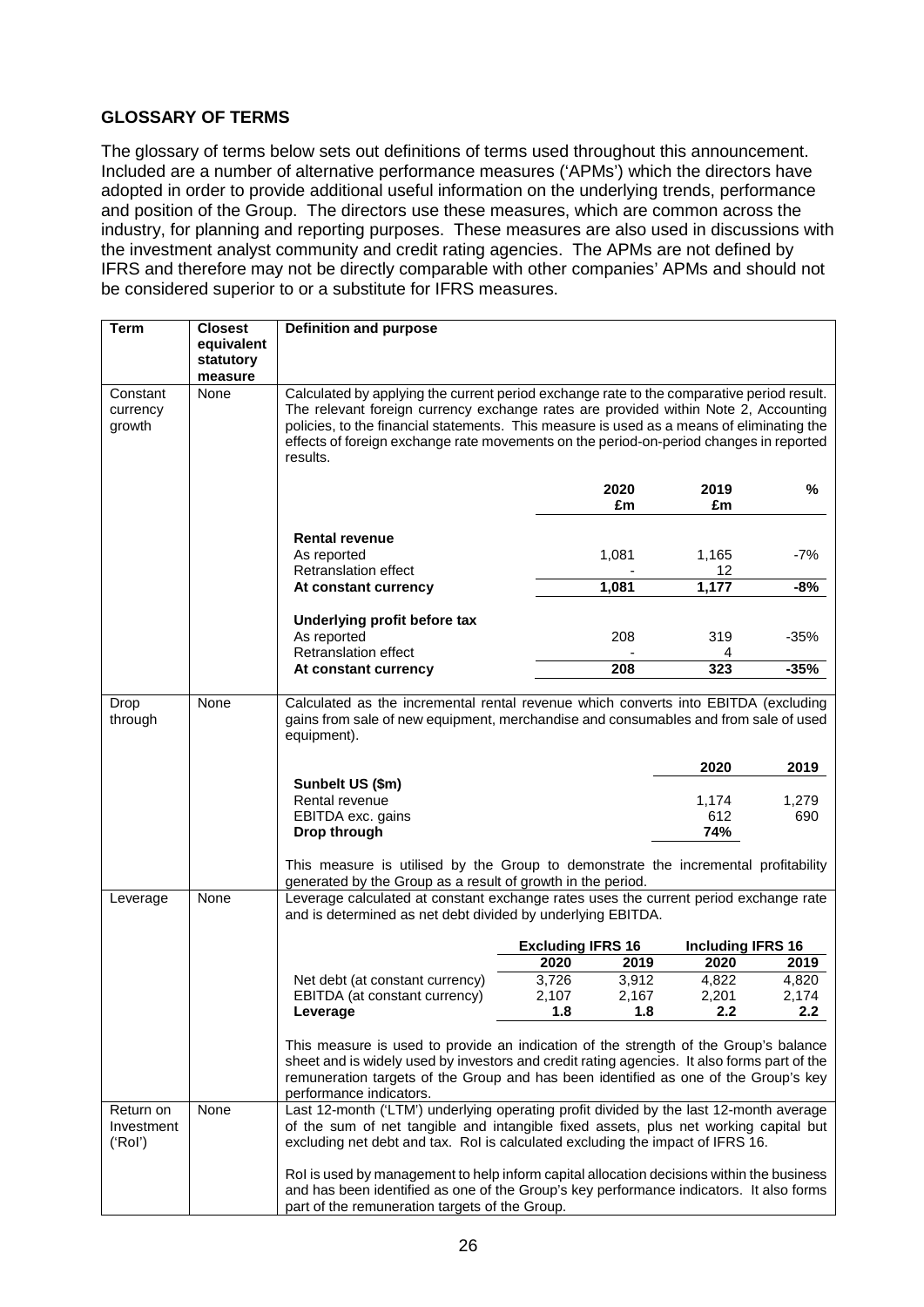## GLOSSARY OF TERMS

The glossary of terms below sets out definitions of terms used throughout this announcement. Included are a number of alternative performance measures ('APMs') which the directors have adopted in order to provide additional useful information on the underlying trends, performance and position of the Group. The directors use these measures, which are common across the industry, for planning and reporting purposes. These measures are also used in discussions with the investment analyst community and credit rating agencies. The APMs are not defined by IFRS and therefore may not be directly comparable with other companies' APMs and should not be considered superior to or a substitute for IFRS measures.

| Term | Closest equivalent statutory measure | Definition and purpose |
|---|---|---|
| Constant currency growth | None | Calculated by applying the current period exchange rate to the comparative period result. The relevant foreign currency exchange rates are provided within Note 2, Accounting policies, to the financial statements. This measure is used as a means of eliminating the effects of foreign exchange rate movements on the period-on-period changes in reported results. |

| | 2020 £m | 2019 £m | % |
|---|---|---|---|
| **Rental revenue** | | | |
| As reported | 1,081 | 1,165 | -7% |
| Retranslation effect | - | 12 | |
| **At constant currency** | **1,081** | **1,177** | **-8%** |
| **Underlying profit before tax** | | | |
| As reported | 208 | 319 | -35% |
| Retranslation effect | - | 4 | |
| **At constant currency** | **208** | **323** | **-35%** |

| Term | Closest equivalent statutory measure | Definition and purpose |
|---|---|---|
| Drop through | None | Calculated as the incremental rental revenue which converts into EBITDA (excluding gains from sale of new equipment, merchandise and consumables and from sale of used equipment). |

| | 2020 | 2019 |
|---|---|---|
| **Sunbelt US ($m)** | | |
| Rental revenue | 1,174 | 1,279 |
| EBITDA exc. gains | 612 | 690 |
| **Drop through** | **74%** | |

This measure is utilised by the Group to demonstrate the incremental profitability generated by the Group as a result of growth in the period.

| Term | Closest equivalent statutory measure | Definition and purpose |
|---|---|---|
| Leverage | None | Leverage calculated at constant exchange rates uses the current period exchange rate and is determined as net debt divided by underlying EBITDA. |

| | Excluding IFRS 16 | | Including IFRS 16 | |
|---|---|---|---|---|
| | 2020 | 2019 | 2020 | 2019 |
| Net debt (at constant currency) | 3,726 | 3,912 | 4,822 | 4,820 |
| EBITDA (at constant currency) | 2,107 | 2,167 | 2,201 | 2,174 |
| **Leverage** | **1.8** | **1.8** | **2.2** | **2.2** |

This measure is used to provide an indication of the strength of the Group's balance sheet and is widely used by investors and credit rating agencies. It also forms part of the remuneration targets of the Group and has been identified as one of the Group's key performance indicators.

| Term | Closest equivalent statutory measure | Definition and purpose |
|---|---|---|
| Return on Investment ('RoI') | None | Last 12-month ('LTM') underlying operating profit divided by the last 12-month average of the sum of net tangible and intangible fixed assets, plus net working capital but excluding net debt and tax. RoI is calculated excluding the impact of IFRS 16.<br><br>RoI is used by management to help inform capital allocation decisions within the business and has been identified as one of the Group's key performance indicators. It also forms part of the remuneration targets of the Group. |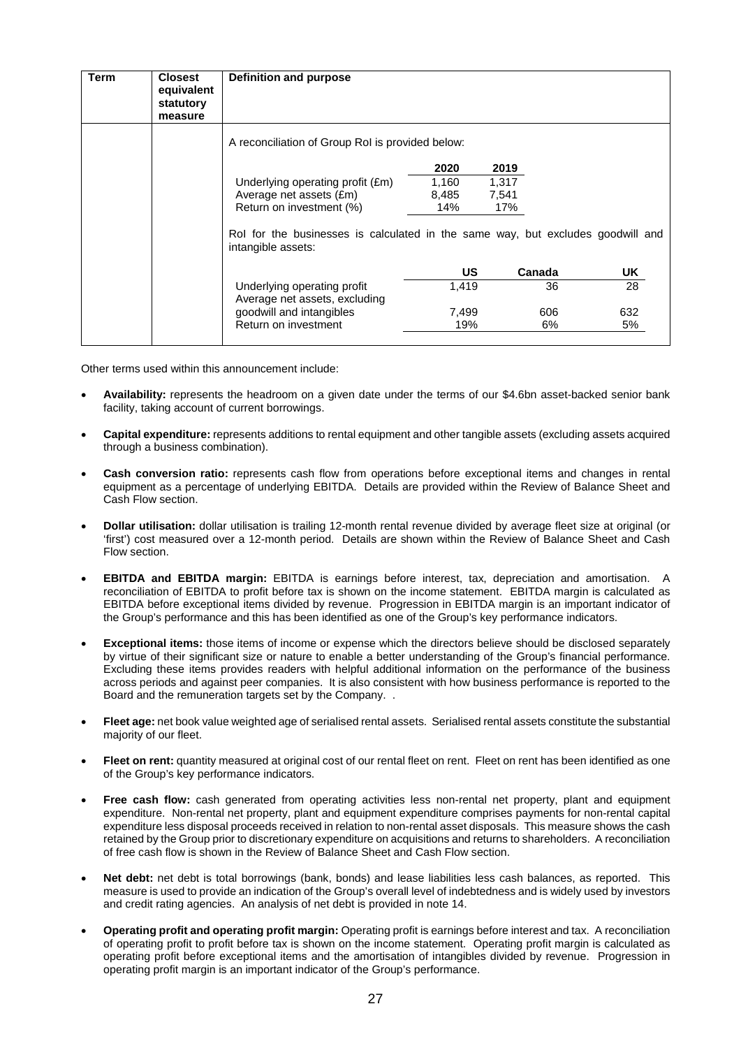| Term | Closest equivalent statutory measure | Definition and purpose |
|---|---|---|
| | | A reconciliation of Group RoI is provided below:<br><br>\| \| 2020 \| 2019 \|<br>Underlying operating profit (£m): 1,160 / 1,317<br>Average net assets (£m): 8,485 / 7,541<br>Return on investment (%): 14% / 17%<br><br>RoI for the businesses is calculated in the same way, but excludes goodwill and intangible assets:<br><br>US / Canada / UK<br>Underlying operating profit: 1,419 / 36 / 28<br>Average net assets, excluding goodwill and intangibles: 7,499 / 606 / 632<br>Return on investment: 19% / 6% / 5% |

A reconciliation of Group RoI is provided below:

| | 2020 | 2019 |
|---|---|---|
| Underlying operating profit (£m) | 1,160 | 1,317 |
| Average net assets (£m) | 8,485 | 7,541 |
| Return on investment (%) | 14% | 17% |

RoI for the businesses is calculated in the same way, but excludes goodwill and intangible assets:

| | US | Canada | UK |
|---|---|---|---|
| Underlying operating profit | 1,419 | 36 | 28 |
| Average net assets, excluding goodwill and intangibles | 7,499 | 606 | 632 |
| Return on investment | 19% | 6% | 5% |

Other terms used within this announcement include:

- **Availability:** represents the headroom on a given date under the terms of our $4.6bn asset-backed senior bank facility, taking account of current borrowings.
- **Capital expenditure:** represents additions to rental equipment and other tangible assets (excluding assets acquired through a business combination).
- **Cash conversion ratio:** represents cash flow from operations before exceptional items and changes in rental equipment as a percentage of underlying EBITDA. Details are provided within the Review of Balance Sheet and Cash Flow section.
- **Dollar utilisation:** dollar utilisation is trailing 12-month rental revenue divided by average fleet size at original (or 'first') cost measured over a 12-month period. Details are shown within the Review of Balance Sheet and Cash Flow section.
- **EBITDA and EBITDA margin:** EBITDA is earnings before interest, tax, depreciation and amortisation. A reconciliation of EBITDA to profit before tax is shown on the income statement. EBITDA margin is calculated as EBITDA before exceptional items divided by revenue. Progression in EBITDA margin is an important indicator of the Group's performance and this has been identified as one of the Group's key performance indicators.
- **Exceptional items:** those items of income or expense which the directors believe should be disclosed separately by virtue of their significant size or nature to enable a better understanding of the Group's financial performance. Excluding these items provides readers with helpful additional information on the performance of the business across periods and against peer companies. It is also consistent with how business performance is reported to the Board and the remuneration targets set by the Company. .
- **Fleet age:** net book value weighted age of serialised rental assets. Serialised rental assets constitute the substantial majority of our fleet.
- **Fleet on rent:** quantity measured at original cost of our rental fleet on rent. Fleet on rent has been identified as one of the Group's key performance indicators.
- **Free cash flow:** cash generated from operating activities less non-rental net property, plant and equipment expenditure. Non-rental net property, plant and equipment expenditure comprises payments for non-rental capital expenditure less disposal proceeds received in relation to non-rental asset disposals. This measure shows the cash retained by the Group prior to discretionary expenditure on acquisitions and returns to shareholders. A reconciliation of free cash flow is shown in the Review of Balance Sheet and Cash Flow section.
- **Net debt:** net debt is total borrowings (bank, bonds) and lease liabilities less cash balances, as reported. This measure is used to provide an indication of the Group's overall level of indebtedness and is widely used by investors and credit rating agencies. An analysis of net debt is provided in note 14.
- **Operating profit and operating profit margin:** Operating profit is earnings before interest and tax. A reconciliation of operating profit to profit before tax is shown on the income statement. Operating profit margin is calculated as operating profit before exceptional items and the amortisation of intangibles divided by revenue. Progression in operating profit margin is an important indicator of the Group's performance.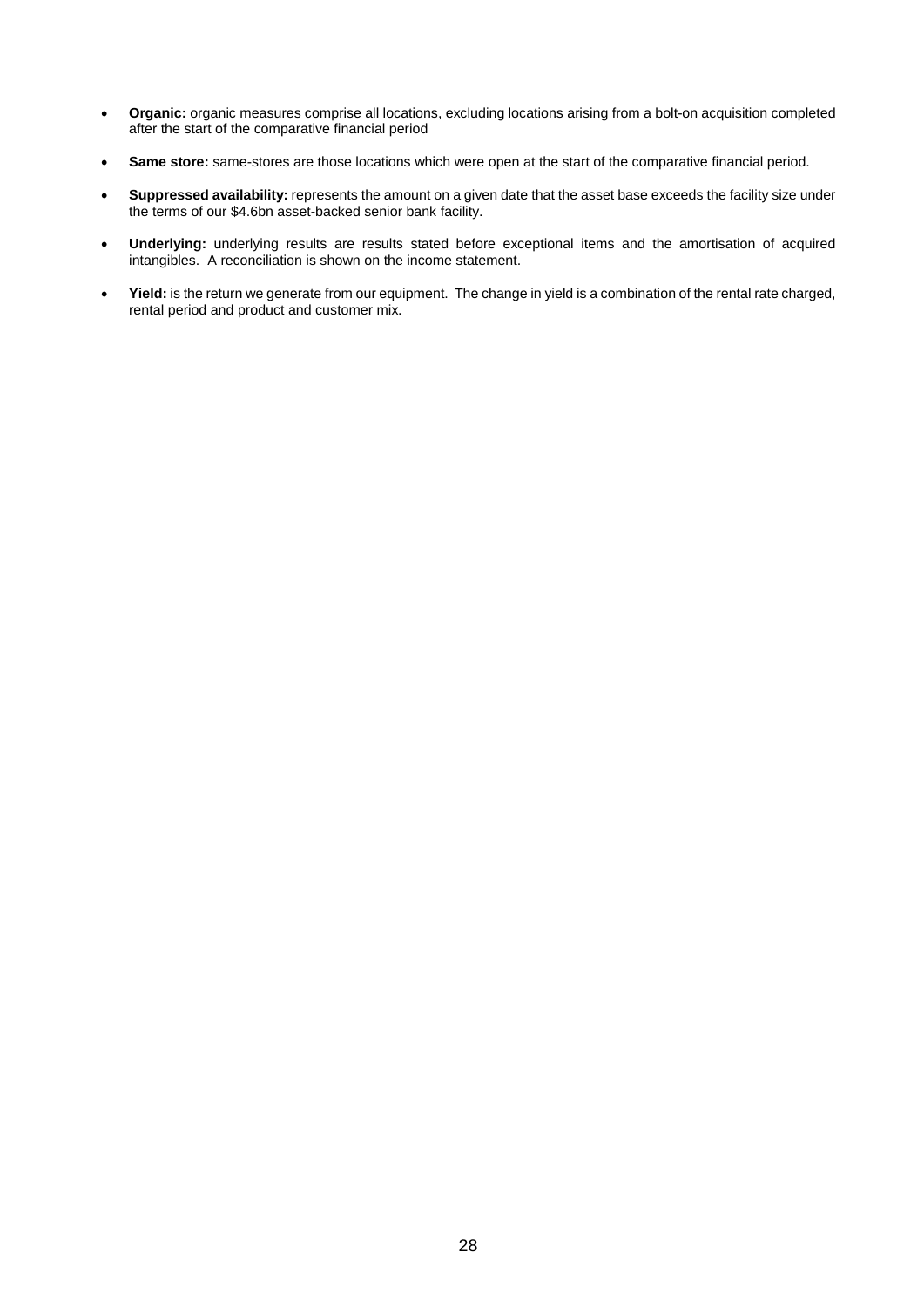- **Organic:** organic measures comprise all locations, excluding locations arising from a bolt-on acquisition completed after the start of the comparative financial period
- **Same store:** same-stores are those locations which were open at the start of the comparative financial period.
- **Suppressed availability:** represents the amount on a given date that the asset base exceeds the facility size under the terms of our $4.6bn asset-backed senior bank facility.
- **Underlying:** underlying results are results stated before exceptional items and the amortisation of acquired intangibles. A reconciliation is shown on the income statement.
- **Yield:** is the return we generate from our equipment. The change in yield is a combination of the rental rate charged, rental period and product and customer mix.